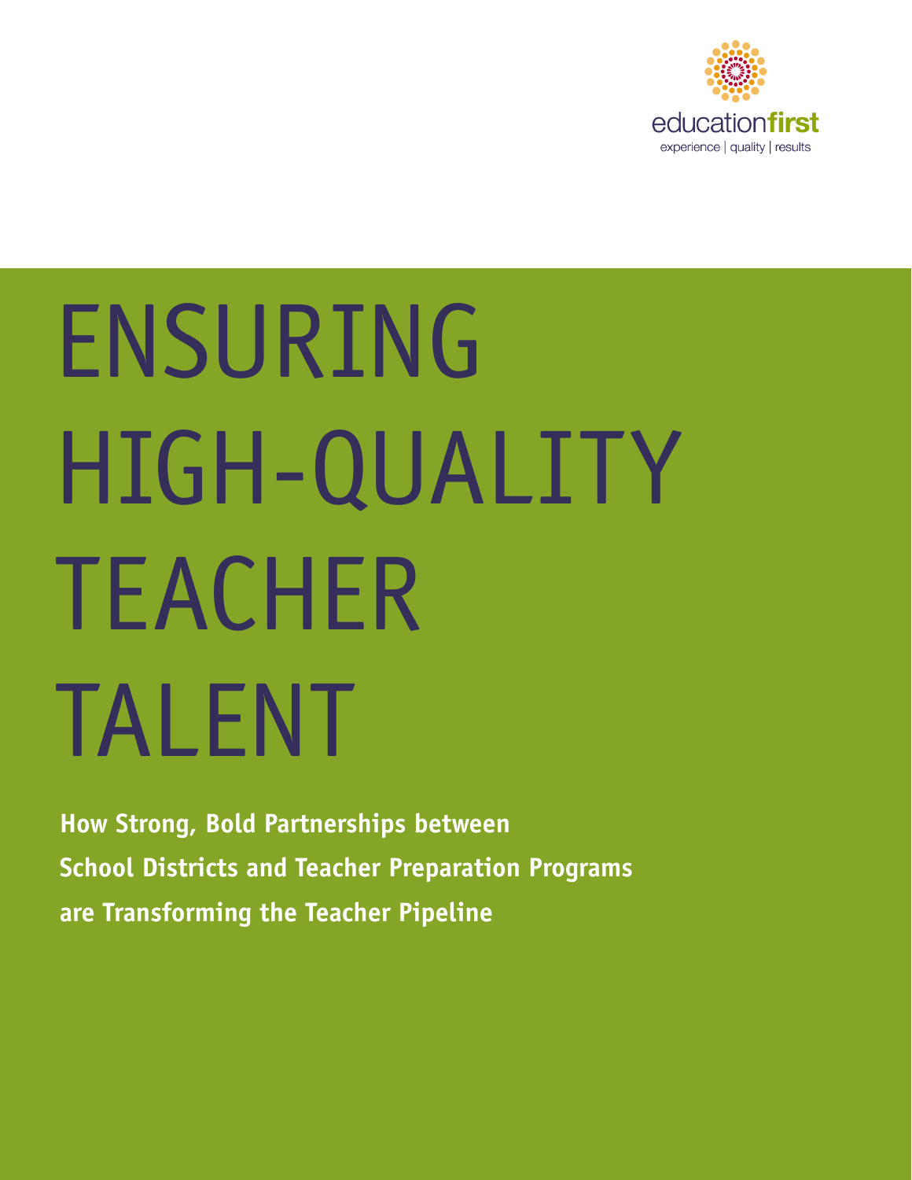educationfirst

experience | quality | results

# ENSURING HIGH-QUALITY TEACHER TALENT

**How Strong, Bold Partnerships between School Districts and Teacher Preparation Programs are Transforming the Teacher Pipeline**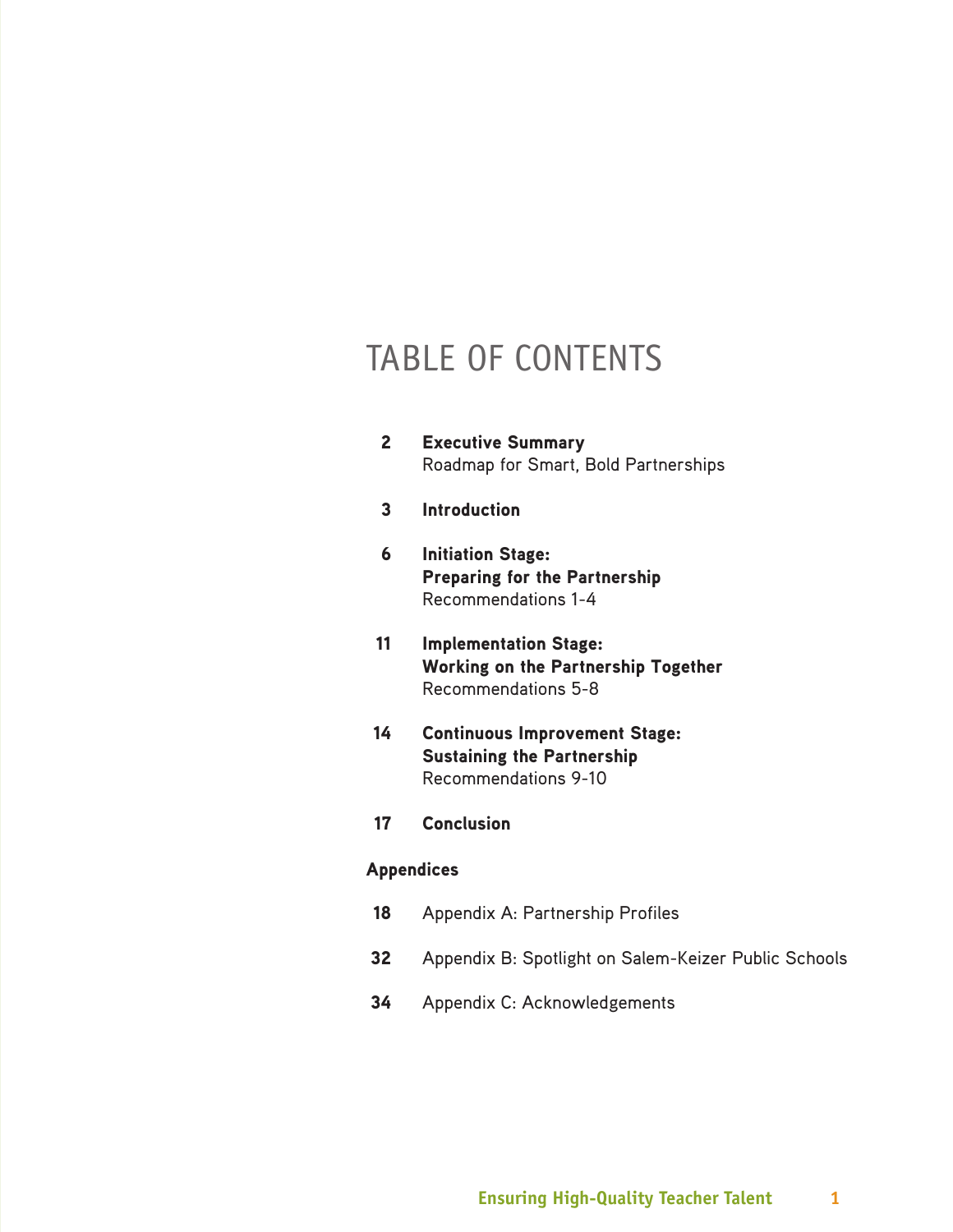# TABLE OF CONTENTS

**2** **Executive Summary**
Roadmap for Smart, Bold Partnerships

**3** **Introduction**

**6** **Initiation Stage: Preparing for the Partnership**
Recommendations 1-4

**11** **Implementation Stage: Working on the Partnership Together**
Recommendations 5-8

**14** **Continuous Improvement Stage: Sustaining the Partnership**
Recommendations 9-10

**17** **Conclusion**

**Appendices**

**18** Appendix A: Partnership Profiles

**32** Appendix B: Spotlight on Salem-Keizer Public Schools

**34** Appendix C: Acknowledgements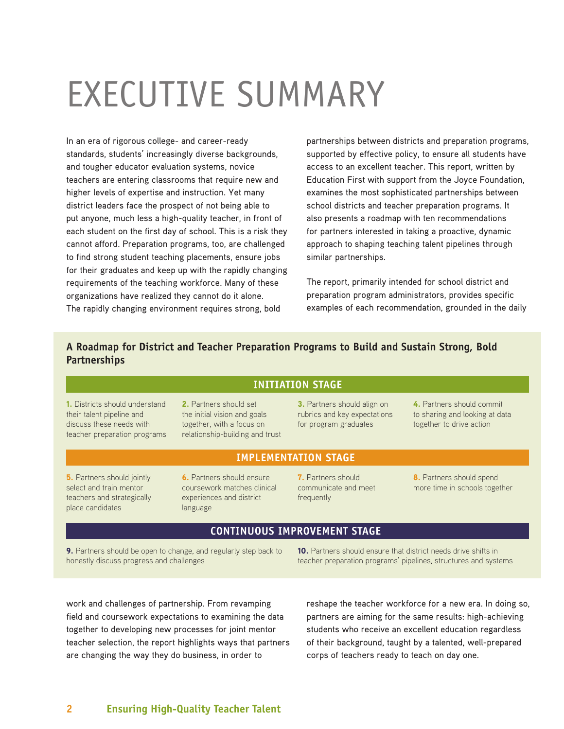# EXECUTIVE SUMMARY

In an era of rigorous college- and career-ready standards, students' increasingly diverse backgrounds, and tougher educator evaluation systems, novice teachers are entering classrooms that require new and higher levels of expertise and instruction. Yet many district leaders face the prospect of not being able to put anyone, much less a high-quality teacher, in front of each student on the first day of school. This is a risk they cannot afford. Preparation programs, too, are challenged to find strong student teaching placements, ensure jobs for their graduates and keep up with the rapidly changing requirements of the teaching workforce. Many of these organizations have realized they cannot do it alone. The rapidly changing environment requires strong, bold partnerships between districts and preparation programs, supported by effective policy, to ensure all students have access to an excellent teacher. This report, written by Education First with support from the Joyce Foundation, examines the most sophisticated partnerships between school districts and teacher preparation programs. It also presents a roadmap with ten recommendations for partners interested in taking a proactive, dynamic approach to shaping teaching talent pipelines through similar partnerships.

The report, primarily intended for school district and preparation program administrators, provides specific examples of each recommendation, grounded in the daily work and challenges of partnership. From revamping field and coursework expectations to examining the data together to developing new processes for joint mentor teacher selection, the report highlights ways that partners are changing the way they do business, in order to reshape the teacher workforce for a new era. In doing so, partners are aiming for the same results: high-achieving students who receive an excellent education regardless of their background, taught by a talented, well-prepared corps of teachers ready to teach on day one.

**A Roadmap for District and Teacher Preparation Programs to Build and Sustain Strong, Bold Partnerships**

**INITIATION STAGE**

1. Districts should understand their talent pipeline and discuss these needs with teacher preparation programs
2. Partners should set the initial vision and goals together, with a focus on relationship-building and trust
3. Partners should align on rubrics and key expectations for program graduates
4. Partners should commit to sharing and looking at data together to drive action

**IMPLEMENTATION STAGE**

5. Partners should jointly select and train mentor teachers and strategically place candidates
6. Partners should ensure coursework matches clinical experiences and district language
7. Partners should communicate and meet frequently
8. Partners should spend more time in schools together

**CONTINUOUS IMPROVEMENT STAGE**

9. Partners should be open to change, and regularly step back to honestly discuss progress and challenges
10. Partners should ensure that district needs drive shifts in teacher preparation programs' pipelines, structures and systems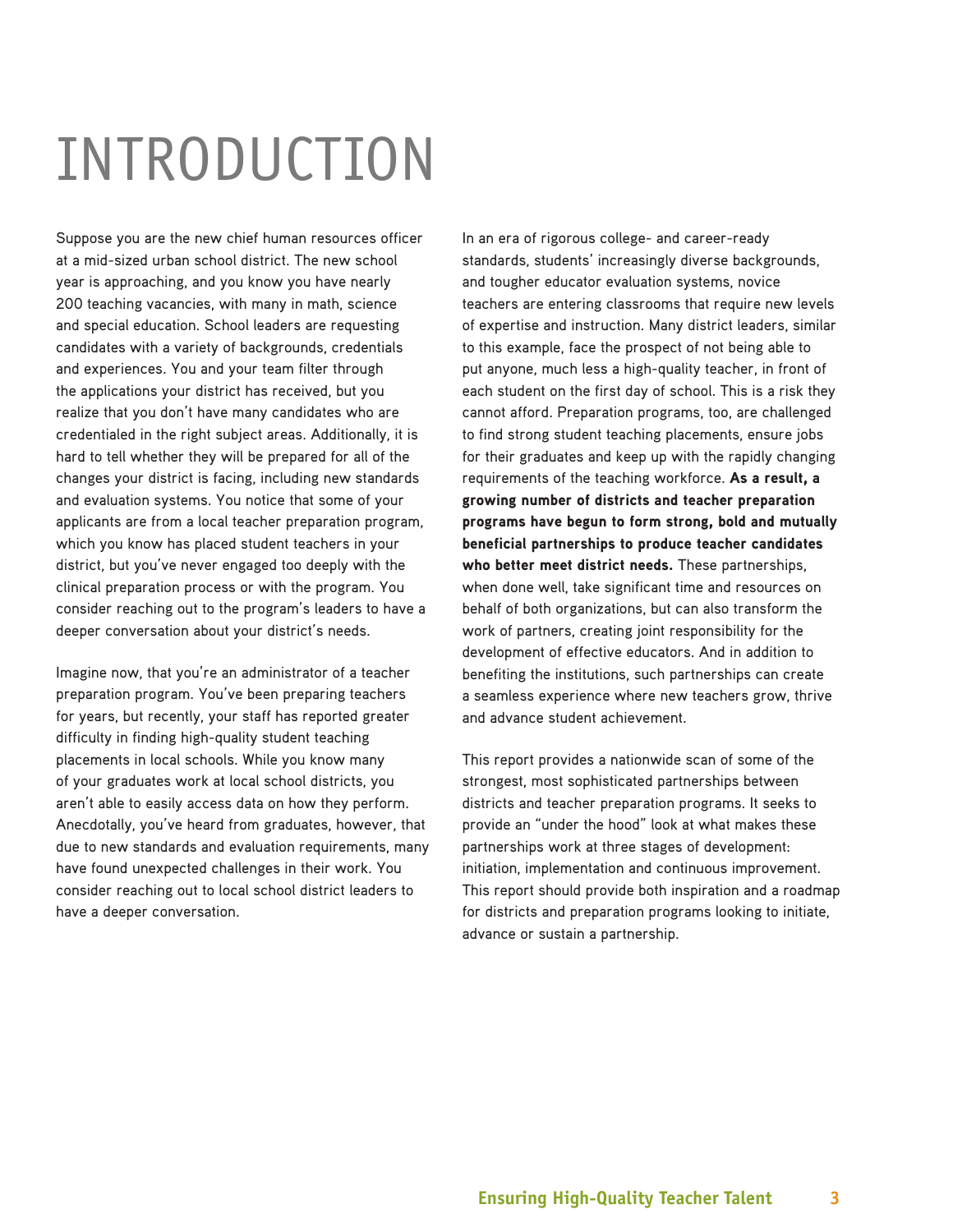# INTRODUCTION

Suppose you are the new chief human resources officer at a mid-sized urban school district. The new school year is approaching, and you know you have nearly 200 teaching vacancies, with many in math, science and special education. School leaders are requesting candidates with a variety of backgrounds, credentials and experiences. You and your team filter through the applications your district has received, but you realize that you don't have many candidates who are credentialed in the right subject areas. Additionally, it is hard to tell whether they will be prepared for all of the changes your district is facing, including new standards and evaluation systems. You notice that some of your applicants are from a local teacher preparation program, which you know has placed student teachers in your district, but you've never engaged too deeply with the clinical preparation process or with the program. You consider reaching out to the program's leaders to have a deeper conversation about your district's needs.

Imagine now, that you're an administrator of a teacher preparation program. You've been preparing teachers for years, but recently, your staff has reported greater difficulty in finding high-quality student teaching placements in local schools. While you know many of your graduates work at local school districts, you aren't able to easily access data on how they perform. Anecdotally, you've heard from graduates, however, that due to new standards and evaluation requirements, many have found unexpected challenges in their work. You consider reaching out to local school district leaders to have a deeper conversation.

In an era of rigorous college- and career-ready standards, students' increasingly diverse backgrounds, and tougher educator evaluation systems, novice teachers are entering classrooms that require new levels of expertise and instruction. Many district leaders, similar to this example, face the prospect of not being able to put anyone, much less a high-quality teacher, in front of each student on the first day of school. This is a risk they cannot afford. Preparation programs, too, are challenged to find strong student teaching placements, ensure jobs for their graduates and keep up with the rapidly changing requirements of the teaching workforce. **As a result, a growing number of districts and teacher preparation programs have begun to form strong, bold and mutually beneficial partnerships to produce teacher candidates who better meet district needs.** These partnerships, when done well, take significant time and resources on behalf of both organizations, but can also transform the work of partners, creating joint responsibility for the development of effective educators. And in addition to benefiting the institutions, such partnerships can create a seamless experience where new teachers grow, thrive and advance student achievement.

This report provides a nationwide scan of some of the strongest, most sophisticated partnerships between districts and teacher preparation programs. It seeks to provide an "under the hood" look at what makes these partnerships work at three stages of development: initiation, implementation and continuous improvement. This report should provide both inspiration and a roadmap for districts and preparation programs looking to initiate, advance or sustain a partnership.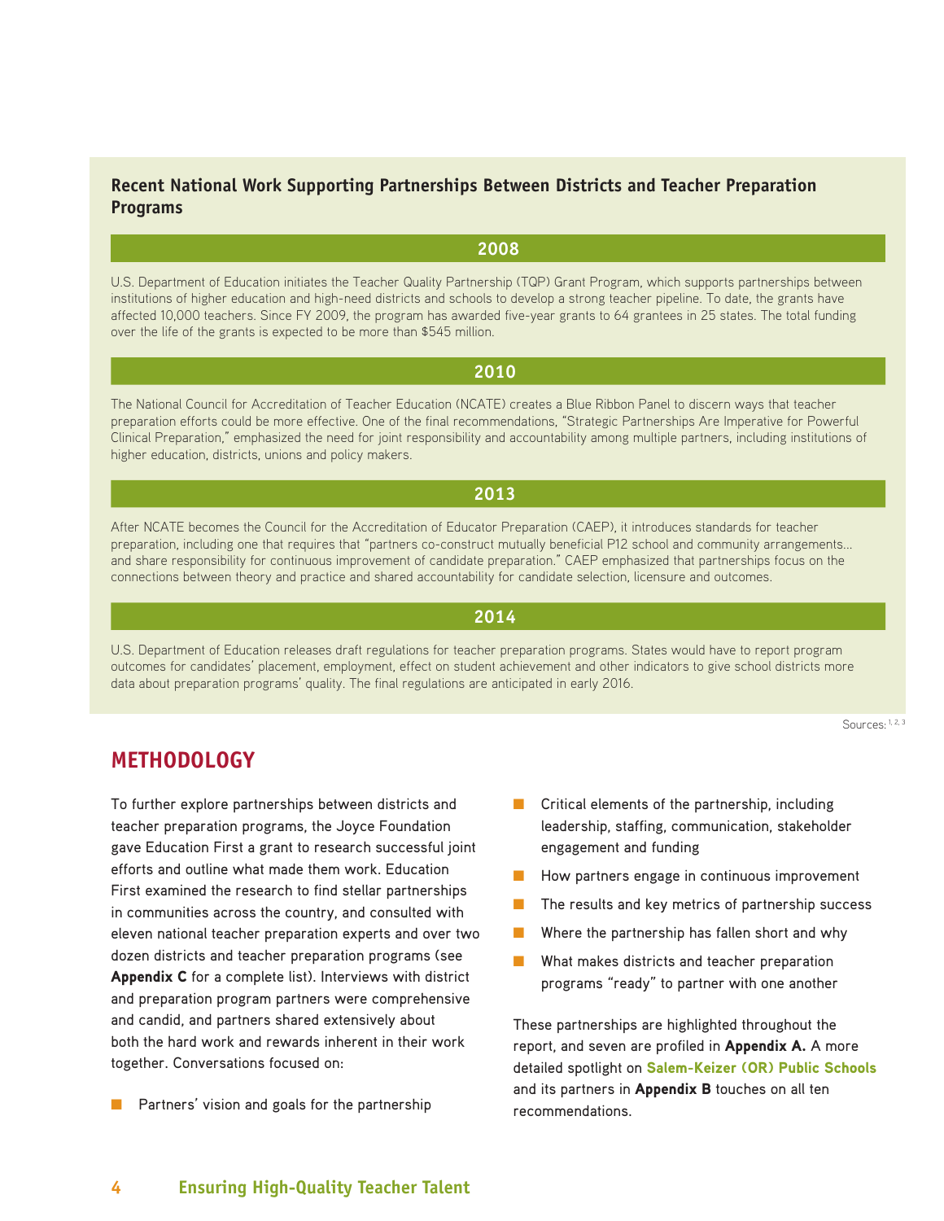## Recent National Work Supporting Partnerships Between Districts and Teacher Preparation Programs

### 2008

U.S. Department of Education initiates the Teacher Quality Partnership (TQP) Grant Program, which supports partnerships between institutions of higher education and high-need districts and schools to develop a strong teacher pipeline. To date, the grants have affected 10,000 teachers. Since FY 2009, the program has awarded five-year grants to 64 grantees in 25 states. The total funding over the life of the grants is expected to be more than $545 million.

### 2010

The National Council for Accreditation of Teacher Education (NCATE) creates a Blue Ribbon Panel to discern ways that teacher preparation efforts could be more effective. One of the final recommendations, "Strategic Partnerships Are Imperative for Powerful Clinical Preparation," emphasized the need for joint responsibility and accountability among multiple partners, including institutions of higher education, districts, unions and policy makers.

### 2013

After NCATE becomes the Council for the Accreditation of Educator Preparation (CAEP), it introduces standards for teacher preparation, including one that requires that "partners co-construct mutually beneficial P12 school and community arrangements... and share responsibility for continuous improvement of candidate preparation." CAEP emphasized that partnerships focus on the connections between theory and practice and shared accountability for candidate selection, licensure and outcomes.

### 2014

U.S. Department of Education releases draft regulations for teacher preparation programs. States would have to report program outcomes for candidates' placement, employment, effect on student achievement and other indicators to give school districts more data about preparation programs' quality. The final regulations are anticipated in early 2016.

Sources: [1, 2, 3]

## METHODOLOGY

To further explore partnerships between districts and teacher preparation programs, the Joyce Foundation gave Education First a grant to research successful joint efforts and outline what made them work. Education First examined the research to find stellar partnerships in communities across the country, and consulted with eleven national teacher preparation experts and over two dozen districts and teacher preparation programs (see **Appendix C** for a complete list). Interviews with district and preparation program partners were comprehensive and candid, and partners shared extensively about both the hard work and rewards inherent in their work together. Conversations focused on:

- Partners' vision and goals for the partnership
- Critical elements of the partnership, including leadership, staffing, communication, stakeholder engagement and funding
- How partners engage in continuous improvement
- The results and key metrics of partnership success
- Where the partnership has fallen short and why
- What makes districts and teacher preparation programs "ready" to partner with one another

These partnerships are highlighted throughout the report, and seven are profiled in **Appendix A.** A more detailed spotlight on **Salem-Keizer (OR) Public Schools** and its partners in **Appendix B** touches on all ten recommendations.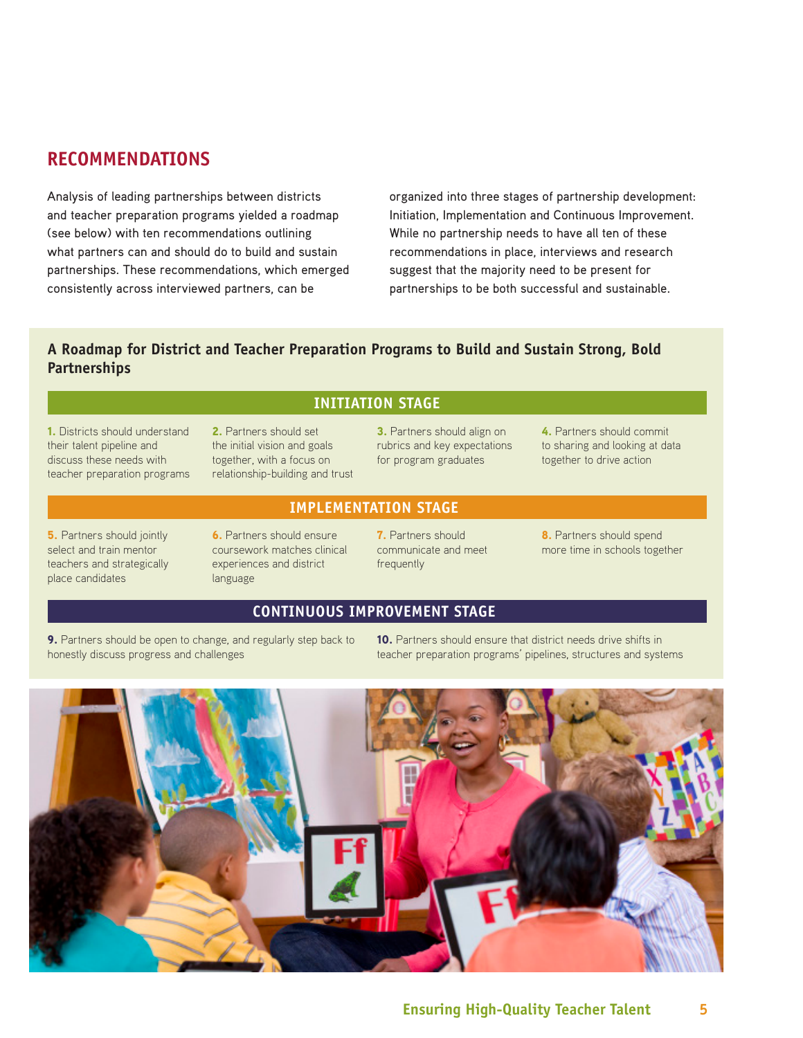## RECOMMENDATIONS

Analysis of leading partnerships between districts and teacher preparation programs yielded a roadmap (see below) with ten recommendations outlining what partners can and should do to build and sustain partnerships. These recommendations, which emerged consistently across interviewed partners, can be organized into three stages of partnership development: Initiation, Implementation and Continuous Improvement. While no partnership needs to have all ten of these recommendations in place, interviews and research suggest that the majority need to be present for partnerships to be both successful and sustainable.

### A Roadmap for District and Teacher Preparation Programs to Build and Sustain Strong, Bold Partnerships

#### INITIATION STAGE

**1.** Districts should understand their talent pipeline and discuss these needs with teacher preparation programs

**2.** Partners should set the initial vision and goals together, with a focus on relationship-building and trust

**3.** Partners should align on rubrics and key expectations for program graduates

**4.** Partners should commit to sharing and looking at data together to drive action

#### IMPLEMENTATION STAGE

**5.** Partners should jointly select and train mentor teachers and strategically place candidates

**6.** Partners should ensure coursework matches clinical experiences and district language

**7.** Partners should communicate and meet frequently

**8.** Partners should spend more time in schools together

#### CONTINUOUS IMPROVEMENT STAGE

**9.** Partners should be open to change, and regularly step back to honestly discuss progress and challenges

**10.** Partners should ensure that district needs drive shifts in teacher preparation programs' pipelines, structures and systems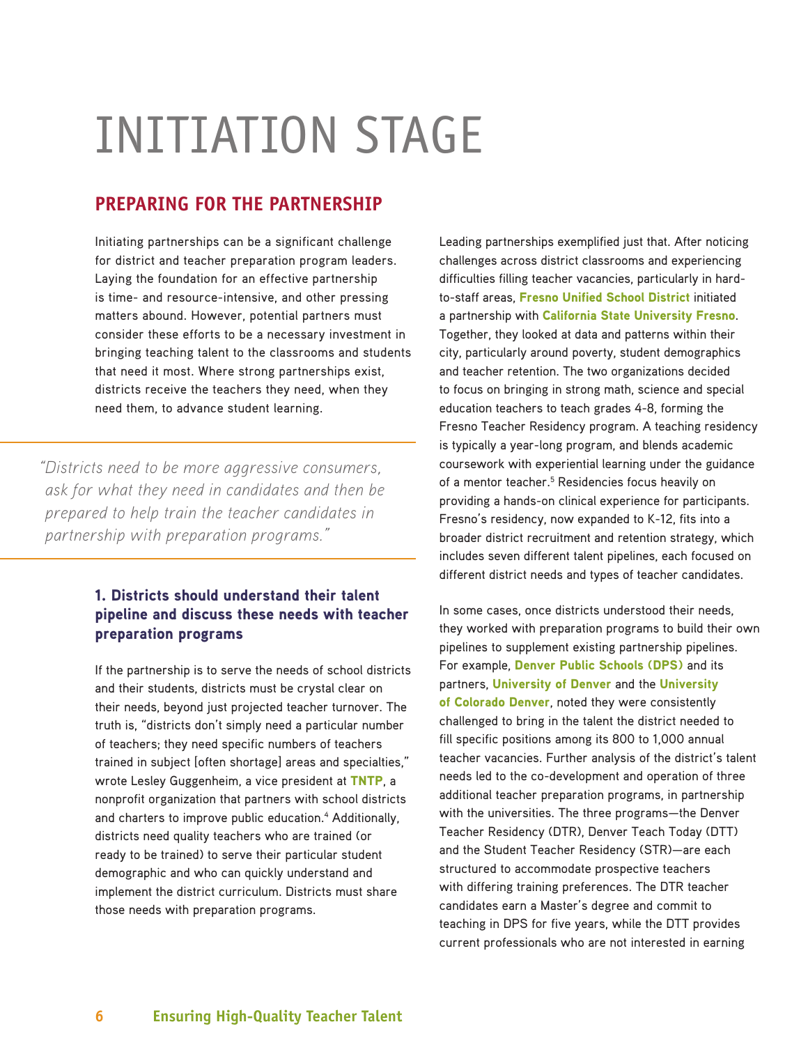# INITIATION STAGE

## PREPARING FOR THE PARTNERSHIP

Initiating partnerships can be a significant challenge for district and teacher preparation program leaders. Laying the foundation for an effective partnership is time- and resource-intensive, and other pressing matters abound. However, potential partners must consider these efforts to be a necessary investment in bringing teaching talent to the classrooms and students that need it most. Where strong partnerships exist, districts receive the teachers they need, when they need them, to advance student learning.

> *"Districts need to be more aggressive consumers, ask for what they need in candidates and then be prepared to help train the teacher candidates in partnership with preparation programs."*

### 1. Districts should understand their talent pipeline and discuss these needs with teacher preparation programs

If the partnership is to serve the needs of school districts and their students, districts must be crystal clear on their needs, beyond just projected teacher turnover. The truth is, "districts don't simply need a particular number of teachers; they need specific numbers of teachers trained in subject [often shortage] areas and specialties," wrote Lesley Guggenheim, a vice president at **TNTP**, a nonprofit organization that partners with school districts and charters to improve public education.[4] Additionally, districts need quality teachers who are trained (or ready to be trained) to serve their particular student demographic and who can quickly understand and implement the district curriculum. Districts must share those needs with preparation programs.

Leading partnerships exemplified just that. After noticing challenges across district classrooms and experiencing difficulties filling teacher vacancies, particularly in hard-to-staff areas, **Fresno Unified School District** initiated a partnership with **California State University Fresno**. Together, they looked at data and patterns within their city, particularly around poverty, student demographics and teacher retention. The two organizations decided to focus on bringing in strong math, science and special education teachers to teach grades 4-8, forming the Fresno Teacher Residency program. A teaching residency is typically a year-long program, and blends academic coursework with experiential learning under the guidance of a mentor teacher.[5] Residencies focus heavily on providing a hands-on clinical experience for participants. Fresno's residency, now expanded to K-12, fits into a broader district recruitment and retention strategy, which includes seven different talent pipelines, each focused on different district needs and types of teacher candidates.

In some cases, once districts understood their needs, they worked with preparation programs to build their own pipelines to supplement existing partnership pipelines. For example, **Denver Public Schools (DPS)** and its partners, **University of Denver** and the **University of Colorado Denver**, noted they were consistently challenged to bring in the talent the district needed to fill specific positions among its 800 to 1,000 annual teacher vacancies. Further analysis of the district's talent needs led to the co-development and operation of three additional teacher preparation programs, in partnership with the universities. The three programs—the Denver Teacher Residency (DTR), Denver Teach Today (DTT) and the Student Teacher Residency (STR)—are each structured to accommodate prospective teachers with differing training preferences. The DTR teacher candidates earn a Master's degree and commit to teaching in DPS for five years, while the DTT provides current professionals who are not interested in earning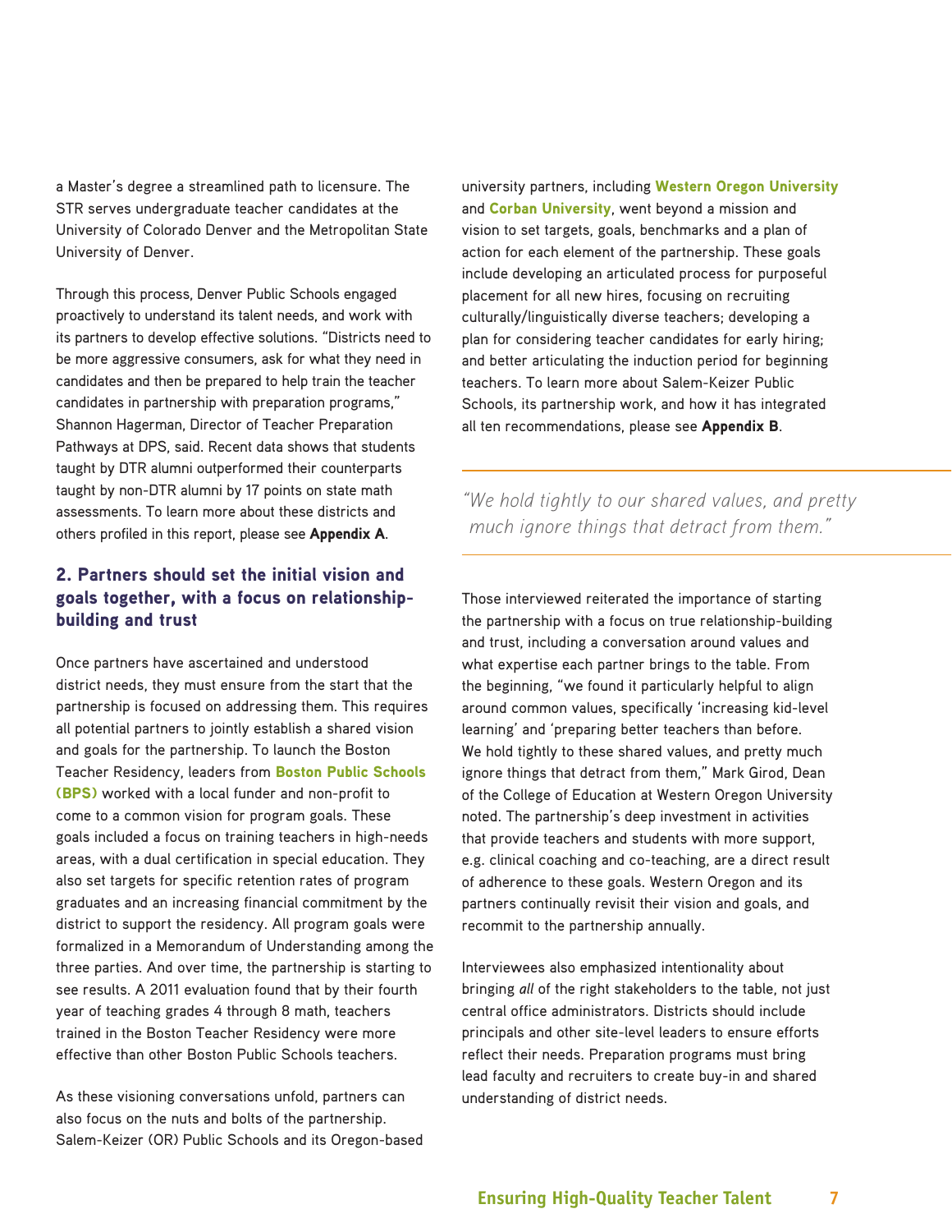a Master's degree a streamlined path to licensure. The STR serves undergraduate teacher candidates at the University of Colorado Denver and the Metropolitan State University of Denver.

Through this process, Denver Public Schools engaged proactively to understand its talent needs, and work with its partners to develop effective solutions. "Districts need to be more aggressive consumers, ask for what they need in candidates and then be prepared to help train the teacher candidates in partnership with preparation programs," Shannon Hagerman, Director of Teacher Preparation Pathways at DPS, said. Recent data shows that students taught by DTR alumni outperformed their counterparts taught by non-DTR alumni by 17 points on state math assessments. To learn more about these districts and others profiled in this report, please see **Appendix A**.

### 2. Partners should set the initial vision and goals together, with a focus on relationship-building and trust

Once partners have ascertained and understood district needs, they must ensure from the start that the partnership is focused on addressing them. This requires all potential partners to jointly establish a shared vision and goals for the partnership. To launch the Boston Teacher Residency, leaders from **Boston Public Schools (BPS)** worked with a local funder and non-profit to come to a common vision for program goals. These goals included a focus on training teachers in high-needs areas, with a dual certification in special education. They also set targets for specific retention rates of program graduates and an increasing financial commitment by the district to support the residency. All program goals were formalized in a Memorandum of Understanding among the three parties. And over time, the partnership is starting to see results. A 2011 evaluation found that by their fourth year of teaching grades 4 through 8 math, teachers trained in the Boston Teacher Residency were more effective than other Boston Public Schools teachers.

As these visioning conversations unfold, partners can also focus on the nuts and bolts of the partnership. Salem-Keizer (OR) Public Schools and its Oregon-based university partners, including **Western Oregon University** and **Corban University**, went beyond a mission and vision to set targets, goals, benchmarks and a plan of action for each element of the partnership. These goals include developing an articulated process for purposeful placement for all new hires, focusing on recruiting culturally/linguistically diverse teachers; developing a plan for considering teacher candidates for early hiring; and better articulating the induction period for beginning teachers. To learn more about Salem-Keizer Public Schools, its partnership work, and how it has integrated all ten recommendations, please see **Appendix B**.

> *"We hold tightly to our shared values, and pretty much ignore things that detract from them."*

Those interviewed reiterated the importance of starting the partnership with a focus on true relationship-building and trust, including a conversation around values and what expertise each partner brings to the table. From the beginning, "we found it particularly helpful to align around common values, specifically 'increasing kid-level learning' and 'preparing better teachers than before. We hold tightly to these shared values, and pretty much ignore things that detract from them," Mark Girod, Dean of the College of Education at Western Oregon University noted. The partnership's deep investment in activities that provide teachers and students with more support, e.g. clinical coaching and co-teaching, are a direct result of adherence to these goals. Western Oregon and its partners continually revisit their vision and goals, and recommit to the partnership annually.

Interviewees also emphasized intentionality about bringing *all* of the right stakeholders to the table, not just central office administrators. Districts should include principals and other site-level leaders to ensure efforts reflect their needs. Preparation programs must bring lead faculty and recruiters to create buy-in and shared understanding of district needs.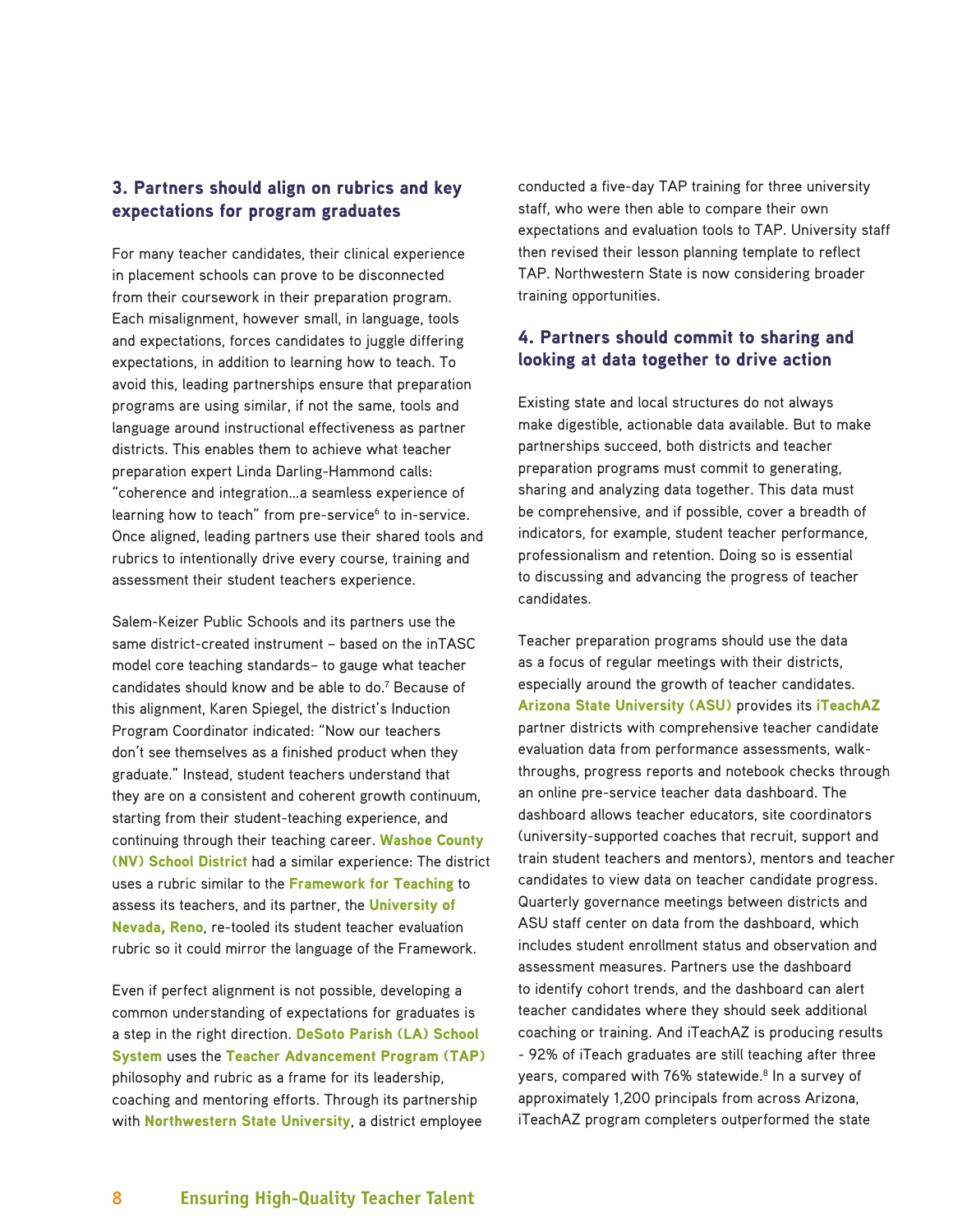### 3. Partners should align on rubrics and key expectations for program graduates

For many teacher candidates, their clinical experience in placement schools can prove to be disconnected from their coursework in their preparation program. Each misalignment, however small, in language, tools and expectations, forces candidates to juggle differing expectations, in addition to learning how to teach. To avoid this, leading partnerships ensure that preparation programs are using similar, if not the same, tools and language around instructional effectiveness as partner districts. This enables them to achieve what teacher preparation expert Linda Darling-Hammond calls: "coherence and integration…a seamless experience of learning how to teach" from pre-service[6] to in-service. Once aligned, leading partners use their shared tools and rubrics to intentionally drive every course, training and assessment their student teachers experience.

Salem-Keizer Public Schools and its partners use the same district-created instrument – based on the inTASC model core teaching standards– to gauge what teacher candidates should know and be able to do.[7] Because of this alignment, Karen Spiegel, the district's Induction Program Coordinator indicated: "Now our teachers don't see themselves as a finished product when they graduate." Instead, student teachers understand that they are on a consistent and coherent growth continuum, starting from their student-teaching experience, and continuing through their teaching career. **Washoe County (NV) School District** had a similar experience: The district uses a rubric similar to the **Framework for Teaching** to assess its teachers, and its partner, the **University of Nevada, Reno**, re-tooled its student teacher evaluation rubric so it could mirror the language of the Framework.

Even if perfect alignment is not possible, developing a common understanding of expectations for graduates is a step in the right direction. **DeSoto Parish (LA) School System** uses the **Teacher Advancement Program (TAP)** philosophy and rubric as a frame for its leadership, coaching and mentoring efforts. Through its partnership with **Northwestern State University**, a district employee conducted a five-day TAP training for three university staff, who were then able to compare their own expectations and evaluation tools to TAP. University staff then revised their lesson planning template to reflect TAP. Northwestern State is now considering broader training opportunities.

### 4. Partners should commit to sharing and looking at data together to drive action

Existing state and local structures do not always make digestible, actionable data available. But to make partnerships succeed, both districts and teacher preparation programs must commit to generating, sharing and analyzing data together. This data must be comprehensive, and if possible, cover a breadth of indicators, for example, student teacher performance, professionalism and retention. Doing so is essential to discussing and advancing the progress of teacher candidates.

Teacher preparation programs should use the data as a focus of regular meetings with their districts, especially around the growth of teacher candidates. **Arizona State University (ASU)** provides its **iTeachAZ** partner districts with comprehensive teacher candidate evaluation data from performance assessments, walk-throughs, progress reports and notebook checks through an online pre-service teacher data dashboard. The dashboard allows teacher educators, site coordinators (university-supported coaches that recruit, support and train student teachers and mentors), mentors and teacher candidates to view data on teacher candidate progress. Quarterly governance meetings between districts and ASU staff center on data from the dashboard, which includes student enrollment status and observation and assessment measures. Partners use the dashboard to identify cohort trends, and the dashboard can alert teacher candidates where they should seek additional coaching or training. And iTeachAZ is producing results - 92% of iTeach graduates are still teaching after three years, compared with 76% statewide.[8] In a survey of approximately 1,200 principals from across Arizona, iTeachAZ program completers outperformed the state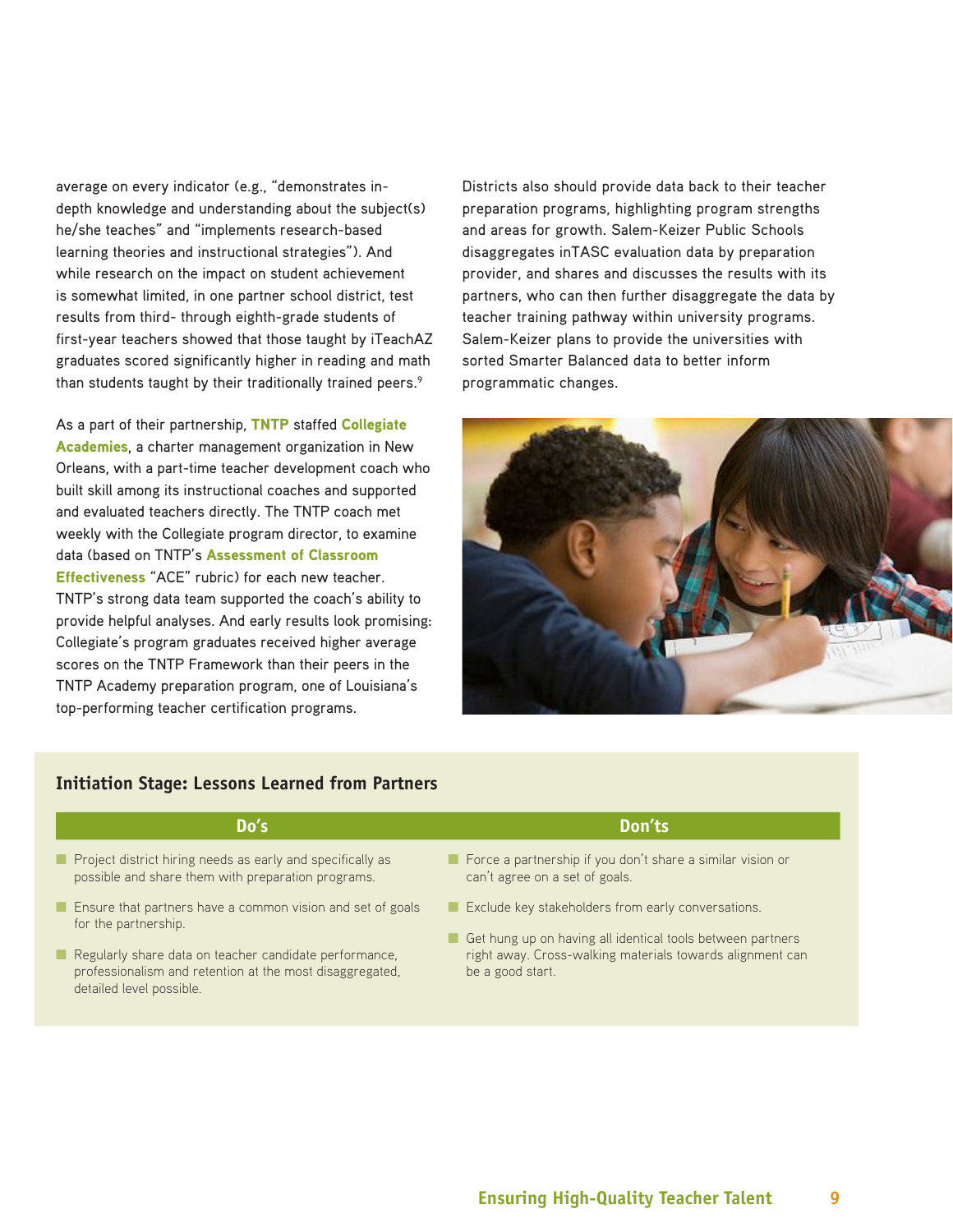average on every indicator (e.g., "demonstrates in-depth knowledge and understanding about the subject(s) he/she teaches" and "implements research-based learning theories and instructional strategies"). And while research on the impact on student achievement is somewhat limited, in one partner school district, test results from third- through eighth-grade students of first-year teachers showed that those taught by iTeachAZ graduates scored significantly higher in reading and math than students taught by their traditionally trained peers.[9]

As a part of their partnership, **TNTP** staffed **Collegiate Academies**, a charter management organization in New Orleans, with a part-time teacher development coach who built skill among its instructional coaches and supported and evaluated teachers directly. The TNTP coach met weekly with the Collegiate program director, to examine data (based on TNTP's **Assessment of Classroom Effectiveness** "ACE" rubric) for each new teacher. TNTP's strong data team supported the coach's ability to provide helpful analyses. And early results look promising: Collegiate's program graduates received higher average scores on the TNTP Framework than their peers in the TNTP Academy preparation program, one of Louisiana's top-performing teacher certification programs.

Districts also should provide data back to their teacher preparation programs, highlighting program strengths and areas for growth. Salem-Keizer Public Schools disaggregates inTASC evaluation data by preparation provider, and shares and discusses the results with its partners, who can then further disaggregate the data by teacher training pathway within university programs. Salem-Keizer plans to provide the universities with sorted Smarter Balanced data to better inform programmatic changes.

### Initiation Stage: Lessons Learned from Partners

| Do's | Don'ts |
|---|---|
| Project district hiring needs as early and specifically as possible and share them with preparation programs. | Force a partnership if you don't share a similar vision or can't agree on a set of goals. |
| Ensure that partners have a common vision and set of goals for the partnership. | Exclude key stakeholders from early conversations. |
| Regularly share data on teacher candidate performance, professionalism and retention at the most disaggregated, detailed level possible. | Get hung up on having all identical tools between partners right away. Cross-walking materials towards alignment can be a good start. |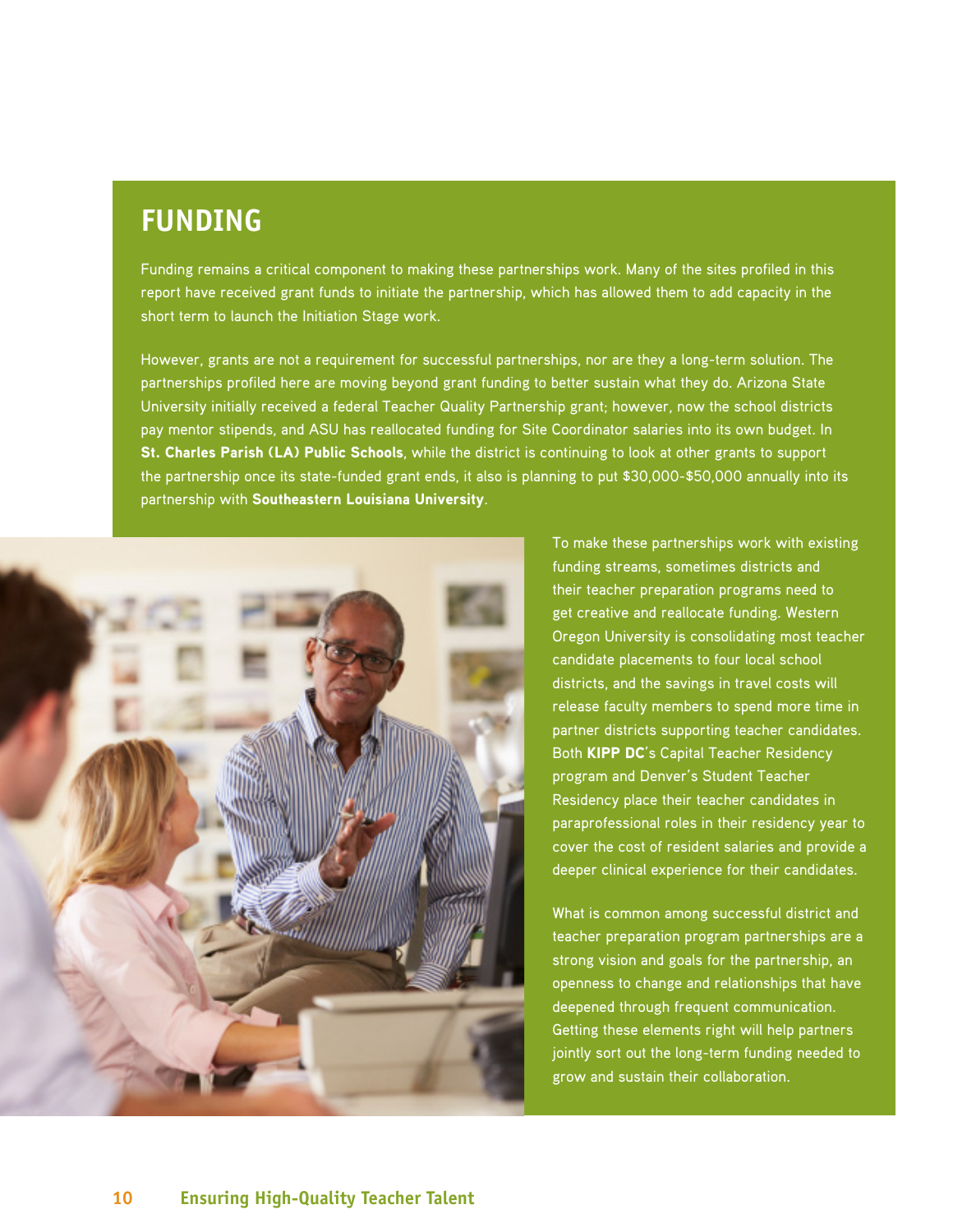## FUNDING

Funding remains a critical component to making these partnerships work. Many of the sites profiled in this report have received grant funds to initiate the partnership, which has allowed them to add capacity in the short term to launch the Initiation Stage work.

However, grants are not a requirement for successful partnerships, nor are they a long-term solution. The partnerships profiled here are moving beyond grant funding to better sustain what they do. Arizona State University initially received a federal Teacher Quality Partnership grant; however, now the school districts pay mentor stipends, and ASU has reallocated funding for Site Coordinator salaries into its own budget. In **St. Charles Parish (LA) Public Schools**, while the district is continuing to look at other grants to support the partnership once its state-funded grant ends, it also is planning to put $30,000-$50,000 annually into its partnership with **Southeastern Louisiana University**.

To make these partnerships work with existing funding streams, sometimes districts and their teacher preparation programs need to get creative and reallocate funding. Western Oregon University is consolidating most teacher candidate placements to four local school districts, and the savings in travel costs will release faculty members to spend more time in partner districts supporting teacher candidates. Both **KIPP DC**'s Capital Teacher Residency program and Denver's Student Teacher Residency place their teacher candidates in paraprofessional roles in their residency year to cover the cost of resident salaries and provide a deeper clinical experience for their candidates.

What is common among successful district and teacher preparation program partnerships are a strong vision and goals for the partnership, an openness to change and relationships that have deepened through frequent communication. Getting these elements right will help partners jointly sort out the long-term funding needed to grow and sustain their collaboration.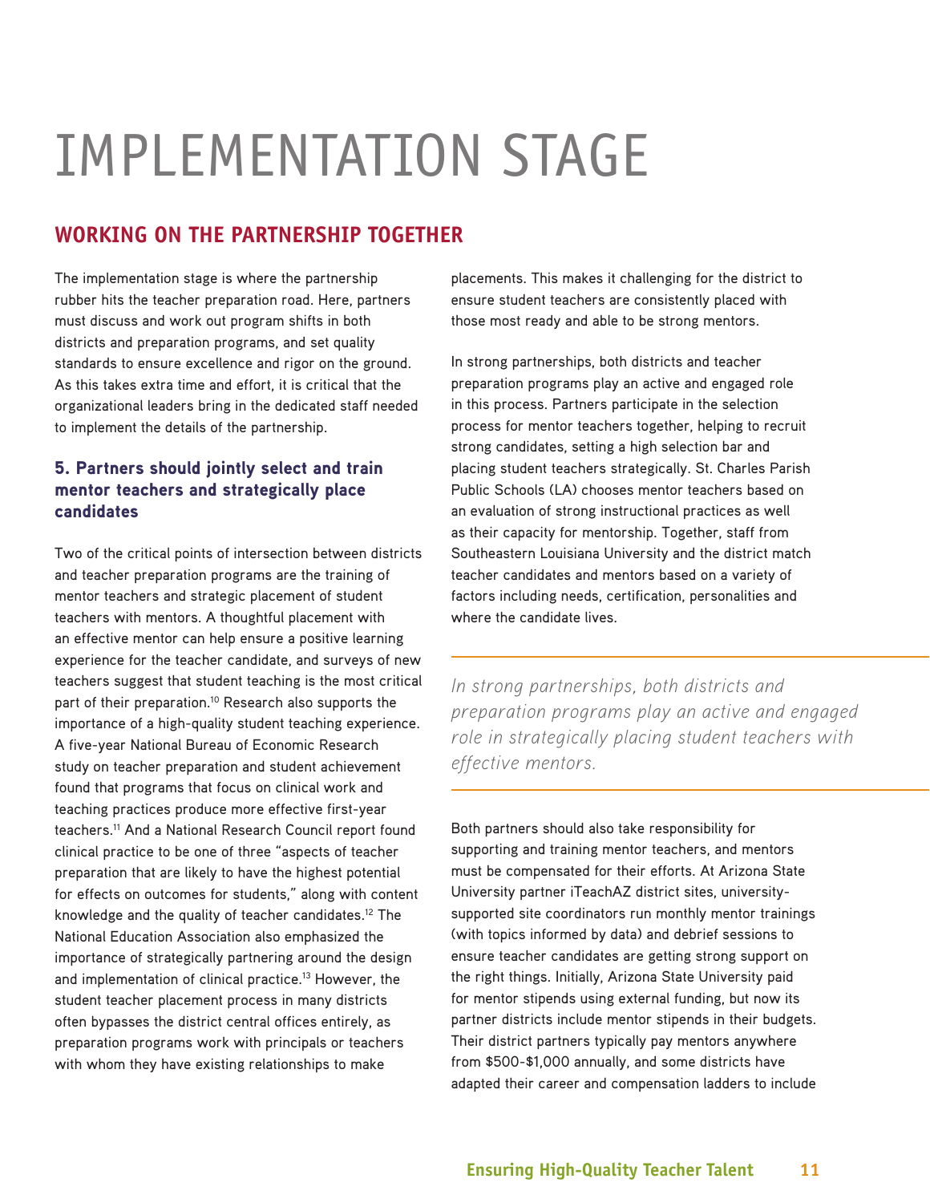# IMPLEMENTATION STAGE

## WORKING ON THE PARTNERSHIP TOGETHER

The implementation stage is where the partnership rubber hits the teacher preparation road. Here, partners must discuss and work out program shifts in both districts and preparation programs, and set quality standards to ensure excellence and rigor on the ground. As this takes extra time and effort, it is critical that the organizational leaders bring in the dedicated staff needed to implement the details of the partnership.

### 5. Partners should jointly select and train mentor teachers and strategically place candidates

Two of the critical points of intersection between districts and teacher preparation programs are the training of mentor teachers and strategic placement of student teachers with mentors. A thoughtful placement with an effective mentor can help ensure a positive learning experience for the teacher candidate, and surveys of new teachers suggest that student teaching is the most critical part of their preparation.[10] Research also supports the importance of a high-quality student teaching experience. A five-year National Bureau of Economic Research study on teacher preparation and student achievement found that programs that focus on clinical work and teaching practices produce more effective first-year teachers.[11] And a National Research Council report found clinical practice to be one of three "aspects of teacher preparation that are likely to have the highest potential for effects on outcomes for students," along with content knowledge and the quality of teacher candidates.[12] The National Education Association also emphasized the importance of strategically partnering around the design and implementation of clinical practice.[13] However, the student teacher placement process in many districts often bypasses the district central offices entirely, as preparation programs work with principals or teachers with whom they have existing relationships to make placements. This makes it challenging for the district to ensure student teachers are consistently placed with those most ready and able to be strong mentors.

In strong partnerships, both districts and teacher preparation programs play an active and engaged role in this process. Partners participate in the selection process for mentor teachers together, helping to recruit strong candidates, setting a high selection bar and placing student teachers strategically. St. Charles Parish Public Schools (LA) chooses mentor teachers based on an evaluation of strong instructional practices as well as their capacity for mentorship. Together, staff from Southeastern Louisiana University and the district match teacher candidates and mentors based on a variety of factors including needs, certification, personalities and where the candidate lives.

*In strong partnerships, both districts and preparation programs play an active and engaged role in strategically placing student teachers with effective mentors.*

Both partners should also take responsibility for supporting and training mentor teachers, and mentors must be compensated for their efforts. At Arizona State University partner iTeachAZ district sites, university-supported site coordinators run monthly mentor trainings (with topics informed by data) and debrief sessions to ensure teacher candidates are getting strong support on the right things. Initially, Arizona State University paid for mentor stipends using external funding, but now its partner districts include mentor stipends in their budgets. Their district partners typically pay mentors anywhere from $500-$1,000 annually, and some districts have adapted their career and compensation ladders to include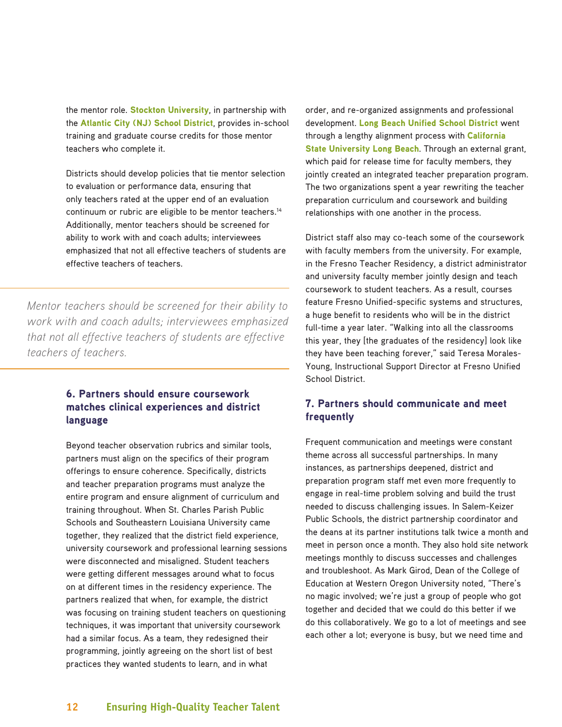the mentor role. **Stockton University**, in partnership with the **Atlantic City (NJ) School District**, provides in-school training and graduate course credits for those mentor teachers who complete it.

Districts should develop policies that tie mentor selection to evaluation or performance data, ensuring that only teachers rated at the upper end of an evaluation continuum or rubric are eligible to be mentor teachers.[14] Additionally, mentor teachers should be screened for ability to work with and coach adults; interviewees emphasized that not all effective teachers of students are effective teachers of teachers.

*Mentor teachers should be screened for their ability to work with and coach adults; interviewees emphasized that not all effective teachers of students are effective teachers of teachers.*

### 6. Partners should ensure coursework matches clinical experiences and district language

Beyond teacher observation rubrics and similar tools, partners must align on the specifics of their program offerings to ensure coherence. Specifically, districts and teacher preparation programs must analyze the entire program and ensure alignment of curriculum and training throughout. When St. Charles Parish Public Schools and Southeastern Louisiana University came together, they realized that the district field experience, university coursework and professional learning sessions were disconnected and misaligned. Student teachers were getting different messages around what to focus on at different times in the residency experience. The partners realized that when, for example, the district was focusing on training student teachers on questioning techniques, it was important that university coursework had a similar focus. As a team, they redesigned their programming, jointly agreeing on the short list of best practices they wanted students to learn, and in what order, and re-organized assignments and professional development. **Long Beach Unified School District** went through a lengthy alignment process with **California State University Long Beach**. Through an external grant, which paid for release time for faculty members, they jointly created an integrated teacher preparation program. The two organizations spent a year rewriting the teacher preparation curriculum and coursework and building relationships with one another in the process.

District staff also may co-teach some of the coursework with faculty members from the university. For example, in the Fresno Teacher Residency, a district administrator and university faculty member jointly design and teach coursework to student teachers. As a result, courses feature Fresno Unified-specific systems and structures, a huge benefit to residents who will be in the district full-time a year later. "Walking into all the classrooms this year, they [the graduates of the residency] look like they have been teaching forever," said Teresa Morales-Young, Instructional Support Director at Fresno Unified School District.

### 7. Partners should communicate and meet frequently

Frequent communication and meetings were constant theme across all successful partnerships. In many instances, as partnerships deepened, district and preparation program staff met even more frequently to engage in real-time problem solving and build the trust needed to discuss challenging issues. In Salem-Keizer Public Schools, the district partnership coordinator and the deans at its partner institutions talk twice a month and meet in person once a month. They also hold site network meetings monthly to discuss successes and challenges and troubleshoot. As Mark Girod, Dean of the College of Education at Western Oregon University noted, "There's no magic involved; we're just a group of people who got together and decided that we could do this better if we do this collaboratively. We go to a lot of meetings and see each other a lot; everyone is busy, but we need time and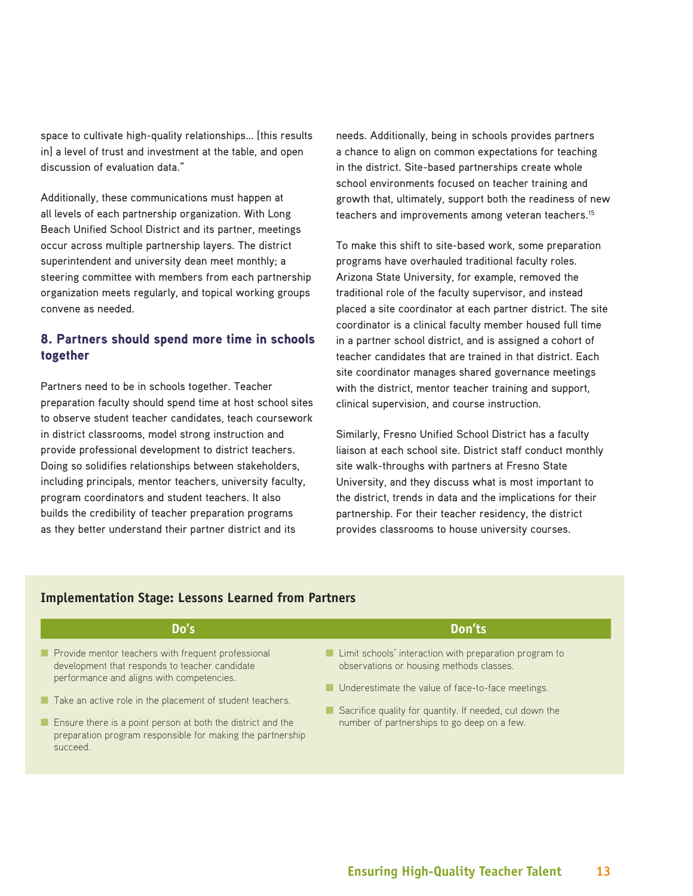space to cultivate high-quality relationships… [this results in] a level of trust and investment at the table, and open discussion of evaluation data."

Additionally, these communications must happen at all levels of each partnership organization. With Long Beach Unified School District and its partner, meetings occur across multiple partnership layers. The district superintendent and university dean meet monthly; a steering committee with members from each partnership organization meets regularly, and topical working groups convene as needed.

### 8. Partners should spend more time in schools together

Partners need to be in schools together. Teacher preparation faculty should spend time at host school sites to observe student teacher candidates, teach coursework in district classrooms, model strong instruction and provide professional development to district teachers. Doing so solidifies relationships between stakeholders, including principals, mentor teachers, university faculty, program coordinators and student teachers. It also builds the credibility of teacher preparation programs as they better understand their partner district and its needs. Additionally, being in schools provides partners a chance to align on common expectations for teaching in the district. Site-based partnerships create whole school environments focused on teacher training and growth that, ultimately, support both the readiness of new teachers and improvements among veteran teachers.[15]

To make this shift to site-based work, some preparation programs have overhauled traditional faculty roles. Arizona State University, for example, removed the traditional role of the faculty supervisor, and instead placed a site coordinator at each partner district. The site coordinator is a clinical faculty member housed full time in a partner school district, and is assigned a cohort of teacher candidates that are trained in that district. Each site coordinator manages shared governance meetings with the district, mentor teacher training and support, clinical supervision, and course instruction.

Similarly, Fresno Unified School District has a faculty liaison at each school site. District staff conduct monthly site walk-throughs with partners at Fresno State University, and they discuss what is most important to the district, trends in data and the implications for their partnership. For their teacher residency, the district provides classrooms to house university courses.

#### Implementation Stage: Lessons Learned from Partners

| Do's | Don'ts |
|---|---|
| Provide mentor teachers with frequent professional development that responds to teacher candidate performance and aligns with competencies. | Limit schools' interaction with preparation program to observations or housing methods classes. |
| Take an active role in the placement of student teachers. | Underestimate the value of face-to-face meetings. |
| Ensure there is a point person at both the district and the preparation program responsible for making the partnership succeed. | Sacrifice quality for quantity. If needed, cut down the number of partnerships to go deep on a few. |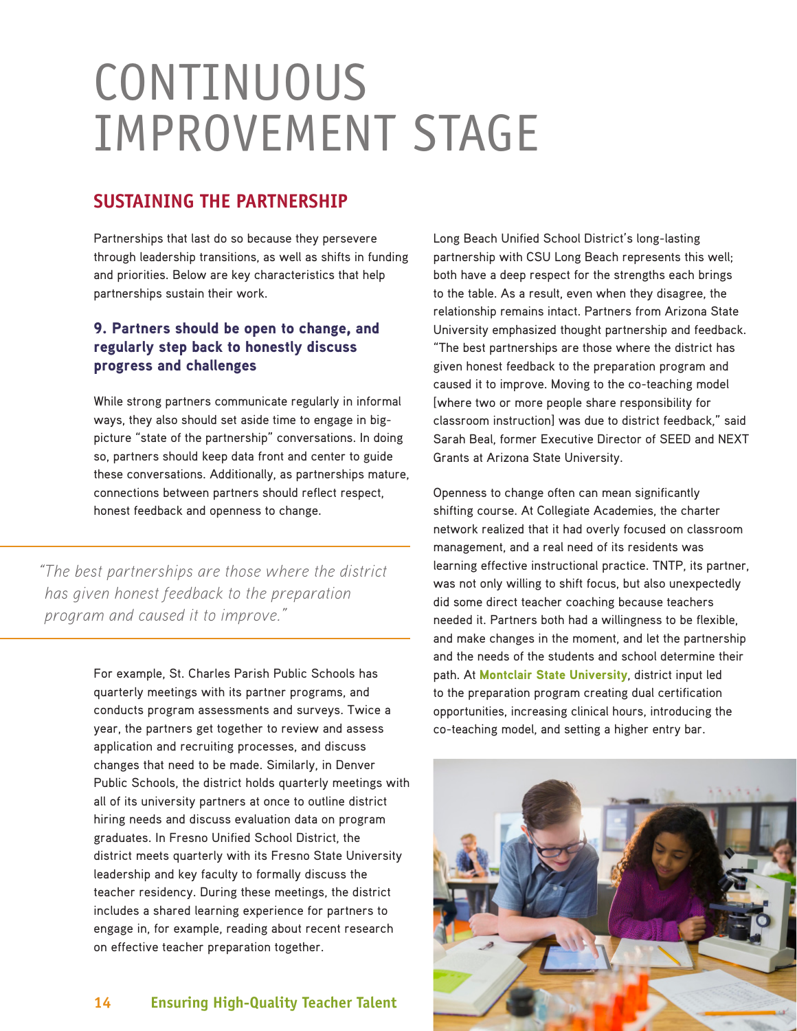# CONTINUOUS IMPROVEMENT STAGE

## SUSTAINING THE PARTNERSHIP

Partnerships that last do so because they persevere through leadership transitions, as well as shifts in funding and priorities. Below are key characteristics that help partnerships sustain their work.

### 9. Partners should be open to change, and regularly step back to honestly discuss progress and challenges

While strong partners communicate regularly in informal ways, they also should set aside time to engage in big-picture "state of the partnership" conversations. In doing so, partners should keep data front and center to guide these conversations. Additionally, as partnerships mature, connections between partners should reflect respect, honest feedback and openness to change.

*"The best partnerships are those where the district has given honest feedback to the preparation program and caused it to improve."*

For example, St. Charles Parish Public Schools has quarterly meetings with its partner programs, and conducts program assessments and surveys. Twice a year, the partners get together to review and assess application and recruiting processes, and discuss changes that need to be made. Similarly, in Denver Public Schools, the district holds quarterly meetings with all of its university partners at once to outline district hiring needs and discuss evaluation data on program graduates. In Fresno Unified School District, the district meets quarterly with its Fresno State University leadership and key faculty to formally discuss the teacher residency. During these meetings, the district includes a shared learning experience for partners to engage in, for example, reading about recent research on effective teacher preparation together.

Long Beach Unified School District's long-lasting partnership with CSU Long Beach represents this well; both have a deep respect for the strengths each brings to the table. As a result, even when they disagree, the relationship remains intact. Partners from Arizona State University emphasized thought partnership and feedback. "The best partnerships are those where the district has given honest feedback to the preparation program and caused it to improve. Moving to the co-teaching model [where two or more people share responsibility for classroom instruction] was due to district feedback," said Sarah Beal, former Executive Director of SEED and NEXT Grants at Arizona State University.

Openness to change often can mean significantly shifting course. At Collegiate Academies, the charter network realized that it had overly focused on classroom management, and a real need of its residents was learning effective instructional practice. TNTP, its partner, was not only willing to shift focus, but also unexpectedly did some direct teacher coaching because teachers needed it. Partners both had a willingness to be flexible, and make changes in the moment, and let the partnership and the needs of the students and school determine their path. At **Montclair State University**, district input led to the preparation program creating dual certification opportunities, increasing clinical hours, introducing the co-teaching model, and setting a higher entry bar.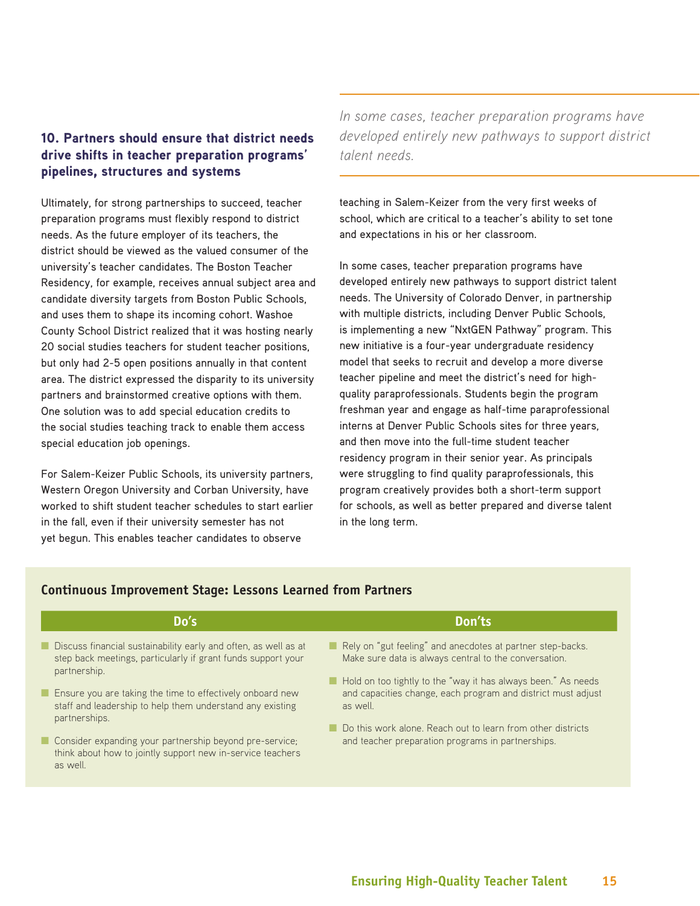### 10. Partners should ensure that district needs drive shifts in teacher preparation programs' pipelines, structures and systems

Ultimately, for strong partnerships to succeed, teacher preparation programs must flexibly respond to district needs. As the future employer of its teachers, the district should be viewed as the valued consumer of the university's teacher candidates. The Boston Teacher Residency, for example, receives annual subject area and candidate diversity targets from Boston Public Schools, and uses them to shape its incoming cohort. Washoe County School District realized that it was hosting nearly 20 social studies teachers for student teacher positions, but only had 2-5 open positions annually in that content area. The district expressed the disparity to its university partners and brainstormed creative options with them. One solution was to add special education credits to the social studies teaching track to enable them access special education job openings.

For Salem-Keizer Public Schools, its university partners, Western Oregon University and Corban University, have worked to shift student teacher schedules to start earlier in the fall, even if their university semester has not yet begun. This enables teacher candidates to observe teaching in Salem-Keizer from the very first weeks of school, which are critical to a teacher's ability to set tone and expectations in his or her classroom.

*In some cases, teacher preparation programs have developed entirely new pathways to support district talent needs.*

In some cases, teacher preparation programs have developed entirely new pathways to support district talent needs. The University of Colorado Denver, in partnership with multiple districts, including Denver Public Schools, is implementing a new "NxtGEN Pathway" program. This new initiative is a four-year undergraduate residency model that seeks to recruit and develop a more diverse teacher pipeline and meet the district's need for high-quality paraprofessionals. Students begin the program freshman year and engage as half-time paraprofessional interns at Denver Public Schools sites for three years, and then move into the full-time student teacher residency program in their senior year. As principals were struggling to find quality paraprofessionals, this program creatively provides both a short-term support for schools, as well as better prepared and diverse talent in the long term.

### Continuous Improvement Stage: Lessons Learned from Partners

| Do's | Don'ts |
| --- | --- |
| Discuss financial sustainability early and often, as well as at step back meetings, particularly if grant funds support your partnership. | Rely on "gut feeling" and anecdotes at partner step-backs. Make sure data is always central to the conversation. |
| Ensure you are taking the time to effectively onboard new staff and leadership to help them understand any existing partnerships. | Hold on too tightly to the "way it has always been." As needs and capacities change, each program and district must adjust as well. |
| Consider expanding your partnership beyond pre-service; think about how to jointly support new in-service teachers as well. | Do this work alone. Reach out to learn from other districts and teacher preparation programs in partnerships. |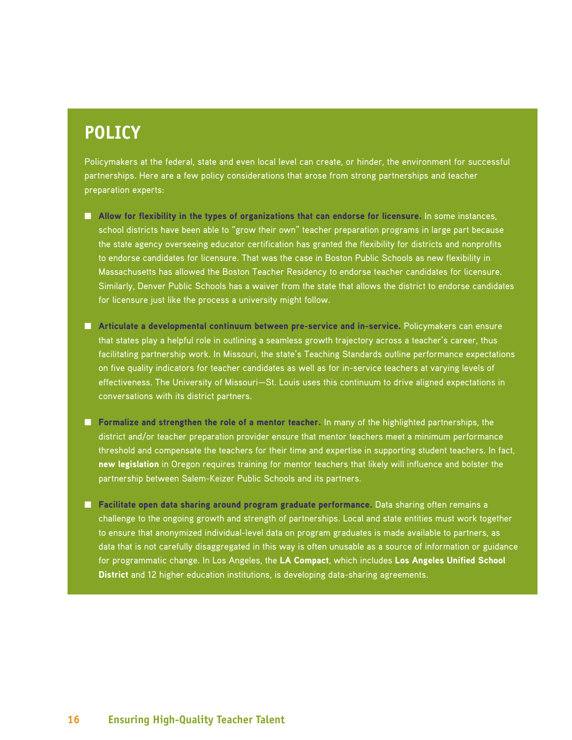## POLICY

Policymakers at the federal, state and even local level can create, or hinder, the environment for successful partnerships. Here are a few policy considerations that arose from strong partnerships and teacher preparation experts:

- **Allow for flexibility in the types of organizations that can endorse for licensure.** In some instances, school districts have been able to "grow their own" teacher preparation programs in large part because the state agency overseeing educator certification has granted the flexibility for districts and nonprofits to endorse candidates for licensure. That was the case in Boston Public Schools as new flexibility in Massachusetts has allowed the Boston Teacher Residency to endorse teacher candidates for licensure. Similarly, Denver Public Schools has a waiver from the state that allows the district to endorse candidates for licensure just like the process a university might follow.

- **Articulate a developmental continuum between pre-service and in-service.** Policymakers can ensure that states play a helpful role in outlining a seamless growth trajectory across a teacher's career, thus facilitating partnership work. In Missouri, the state's Teaching Standards outline performance expectations on five quality indicators for teacher candidates as well as for in-service teachers at varying levels of effectiveness. The University of Missouri—St. Louis uses this continuum to drive aligned expectations in conversations with its district partners.

- **Formalize and strengthen the role of a mentor teacher.** In many of the highlighted partnerships, the district and/or teacher preparation provider ensure that mentor teachers meet a minimum performance threshold and compensate the teachers for their time and expertise in supporting student teachers. In fact, **new legislation** in Oregon requires training for mentor teachers that likely will influence and bolster the partnership between Salem-Keizer Public Schools and its partners.

- **Facilitate open data sharing around program graduate performance.** Data sharing often remains a challenge to the ongoing growth and strength of partnerships. Local and state entities must work together to ensure that anonymized individual-level data on program graduates is made available to partners, as data that is not carefully disaggregated in this way is often unusable as a source of information or guidance for programmatic change. In Los Angeles, the **LA Compact**, which includes **Los Angeles Unified School District** and 12 higher education institutions, is developing data-sharing agreements.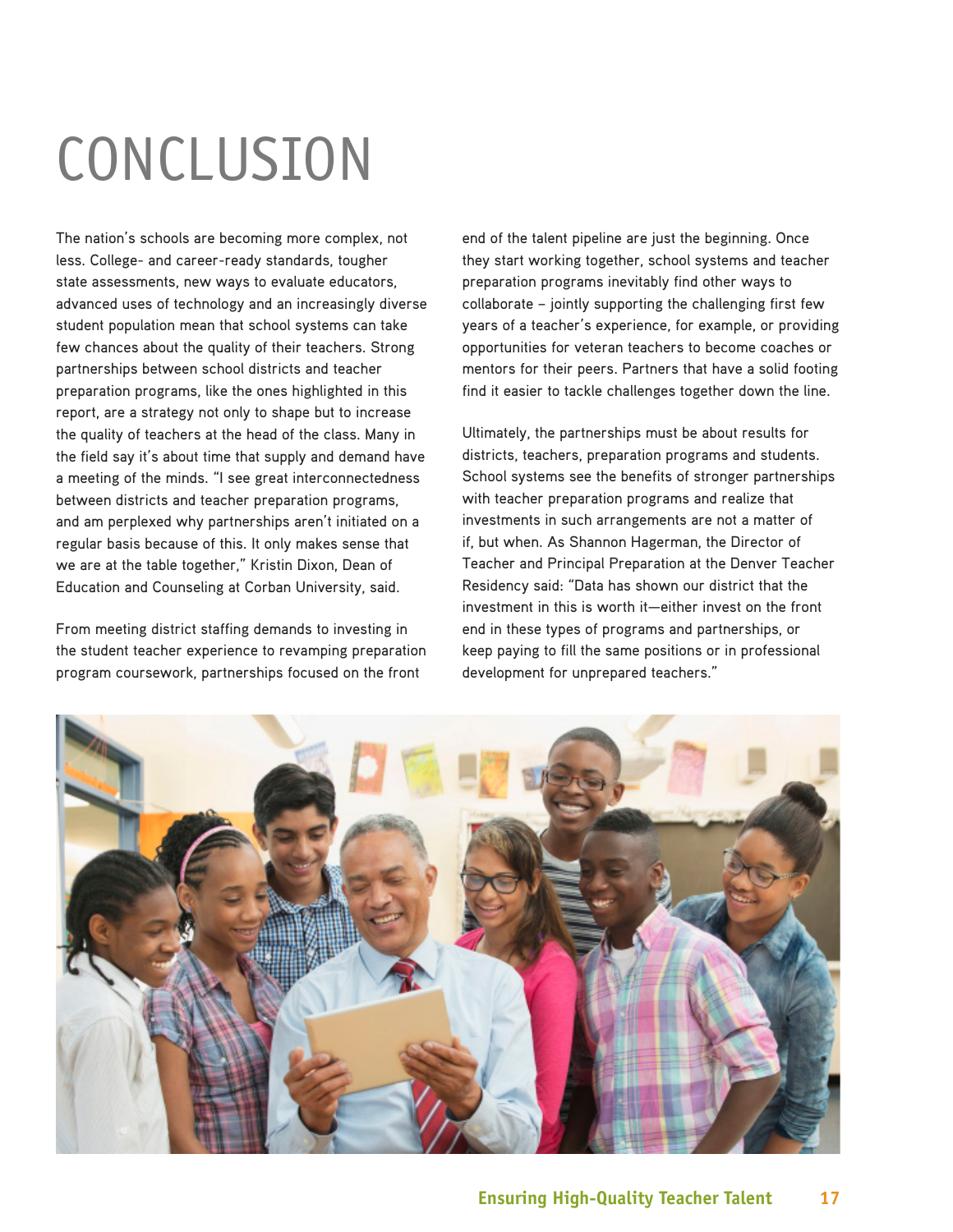# CONCLUSION

The nation's schools are becoming more complex, not less. College- and career-ready standards, tougher state assessments, new ways to evaluate educators, advanced uses of technology and an increasingly diverse student population mean that school systems can take few chances about the quality of their teachers. Strong partnerships between school districts and teacher preparation programs, like the ones highlighted in this report, are a strategy not only to shape but to increase the quality of teachers at the head of the class. Many in the field say it's about time that supply and demand have a meeting of the minds. "I see great interconnectedness between districts and teacher preparation programs, and am perplexed why partnerships aren't initiated on a regular basis because of this. It only makes sense that we are at the table together," Kristin Dixon, Dean of Education and Counseling at Corban University, said.

From meeting district staffing demands to investing in the student teacher experience to revamping preparation program coursework, partnerships focused on the front end of the talent pipeline are just the beginning. Once they start working together, school systems and teacher preparation programs inevitably find other ways to collaborate – jointly supporting the challenging first few years of a teacher's experience, for example, or providing opportunities for veteran teachers to become coaches or mentors for their peers. Partners that have a solid footing find it easier to tackle challenges together down the line.

Ultimately, the partnerships must be about results for districts, teachers, preparation programs and students. School systems see the benefits of stronger partnerships with teacher preparation programs and realize that investments in such arrangements are not a matter of if, but when. As Shannon Hagerman, the Director of Teacher and Principal Preparation at the Denver Teacher Residency said: "Data has shown our district that the investment in this is worth it—either invest on the front end in these types of programs and partnerships, or keep paying to fill the same positions or in professional development for unprepared teachers."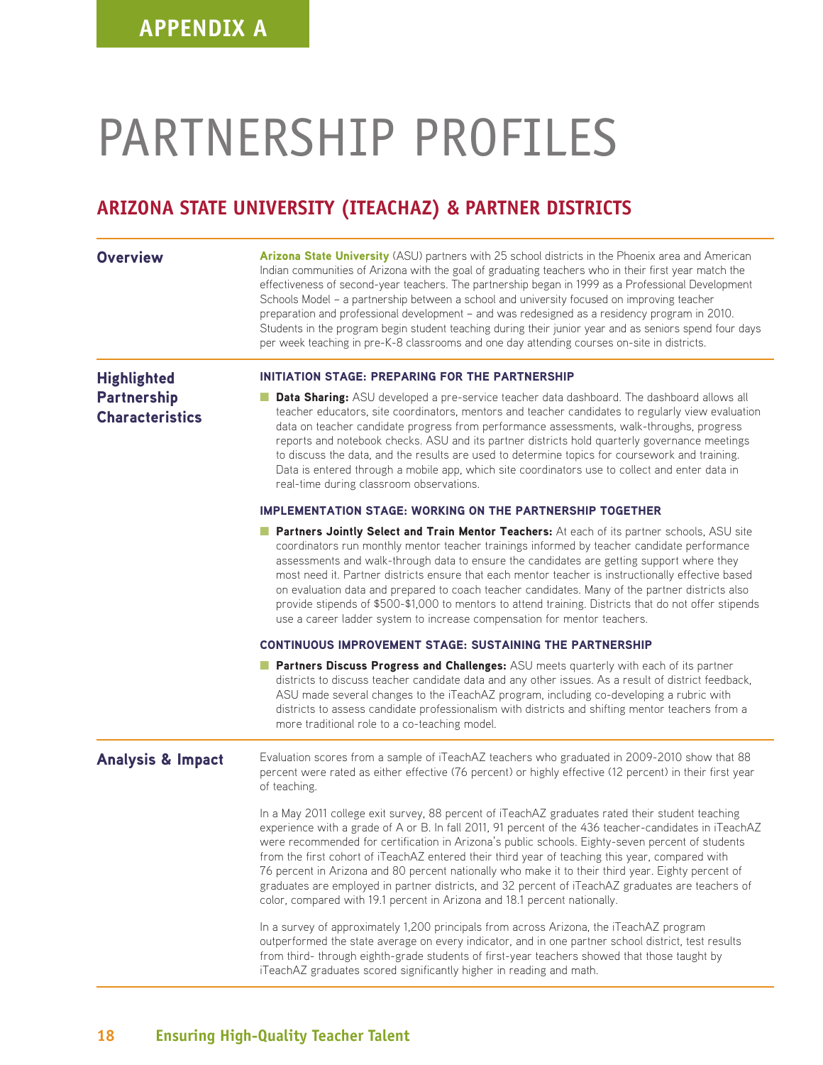**APPENDIX A**

# PARTNERSHIP PROFILES

## ARIZONA STATE UNIVERSITY (ITEACHAZ) & PARTNER DISTRICTS

### Overview

**Arizona State University** (ASU) partners with 25 school districts in the Phoenix area and American Indian communities of Arizona with the goal of graduating teachers who in their first year match the effectiveness of second-year teachers. The partnership began in 1999 as a Professional Development Schools Model – a partnership between a school and university focused on improving teacher preparation and professional development – and was redesigned as a residency program in 2010. Students in the program begin student teaching during their junior year and as seniors spend four days per week teaching in pre-K-8 classrooms and one day attending courses on-site in districts.

### Highlighted Partnership Characteristics

**INITIATION STAGE: PREPARING FOR THE PARTNERSHIP**

- **Data Sharing:** ASU developed a pre-service teacher data dashboard. The dashboard allows all teacher educators, site coordinators, mentors and teacher candidates to regularly view evaluation data on teacher candidate progress from performance assessments, walk-throughs, progress reports and notebook checks. ASU and its partner districts hold quarterly governance meetings to discuss the data, and the results are used to determine topics for coursework and training. Data is entered through a mobile app, which site coordinators use to collect and enter data in real-time during classroom observations.

**IMPLEMENTATION STAGE: WORKING ON THE PARTNERSHIP TOGETHER**

- **Partners Jointly Select and Train Mentor Teachers:** At each of its partner schools, ASU site coordinators run monthly mentor teacher trainings informed by teacher candidate performance assessments and walk-through data to ensure the candidates are getting support where they most need it. Partner districts ensure that each mentor teacher is instructionally effective based on evaluation data and prepared to coach teacher candidates. Many of the partner districts also provide stipends of $500-$1,000 to mentors to attend training. Districts that do not offer stipends use a career ladder system to increase compensation for mentor teachers.

**CONTINUOUS IMPROVEMENT STAGE: SUSTAINING THE PARTNERSHIP**

- **Partners Discuss Progress and Challenges:** ASU meets quarterly with each of its partner districts to discuss teacher candidate data and any other issues. As a result of district feedback, ASU made several changes to the iTeachAZ program, including co-developing a rubric with districts to assess candidate professionalism with districts and shifting mentor teachers from a more traditional role to a co-teaching model.

### Analysis & Impact

Evaluation scores from a sample of iTeachAZ teachers who graduated in 2009-2010 show that 88 percent were rated as either effective (76 percent) or highly effective (12 percent) in their first year of teaching.

In a May 2011 college exit survey, 88 percent of iTeachAZ graduates rated their student teaching experience with a grade of A or B. In fall 2011, 91 percent of the 436 teacher-candidates in iTeachAZ were recommended for certification in Arizona's public schools. Eighty-seven percent of students from the first cohort of iTeachAZ entered their third year of teaching this year, compared with 76 percent in Arizona and 80 percent nationally who make it to their third year. Eighty percent of graduates are employed in partner districts, and 32 percent of iTeachAZ graduates are teachers of color, compared with 19.1 percent in Arizona and 18.1 percent nationally.

In a survey of approximately 1,200 principals from across Arizona, the iTeachAZ program outperformed the state average on every indicator, and in one partner school district, test results from third- through eighth-grade students of first-year teachers showed that those taught by iTeachAZ graduates scored significantly higher in reading and math.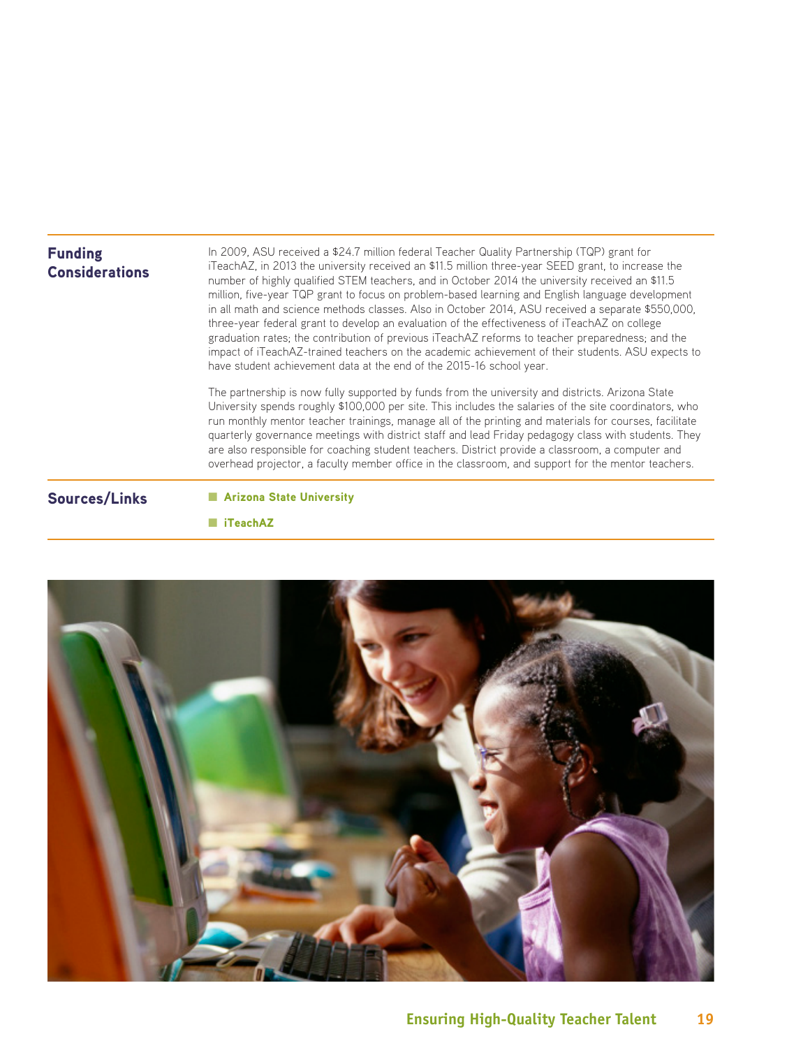## Funding Considerations

In 2009, ASU received a $24.7 million federal Teacher Quality Partnership (TQP) grant for iTeachAZ, in 2013 the university received an $11.5 million three-year SEED grant, to increase the number of highly qualified STEM teachers, and in October 2014 the university received an $11.5 million, five-year TQP grant to focus on problem-based learning and English language development in all math and science methods classes. Also in October 2014, ASU received a separate $550,000, three-year federal grant to develop an evaluation of the effectiveness of iTeachAZ on college graduation rates; the contribution of previous iTeachAZ reforms to teacher preparedness; and the impact of iTeachAZ-trained teachers on the academic achievement of their students. ASU expects to have student achievement data at the end of the 2015-16 school year.

The partnership is now fully supported by funds from the university and districts. Arizona State University spends roughly $100,000 per site. This includes the salaries of the site coordinators, who run monthly mentor teacher trainings, manage all of the printing and materials for courses, facilitate quarterly governance meetings with district staff and lead Friday pedagogy class with students. They are also responsible for coaching student teachers. District provide a classroom, a computer and overhead projector, a faculty member office in the classroom, and support for the mentor teachers.

## Sources/Links

- **Arizona State University**
- **iTeachAZ**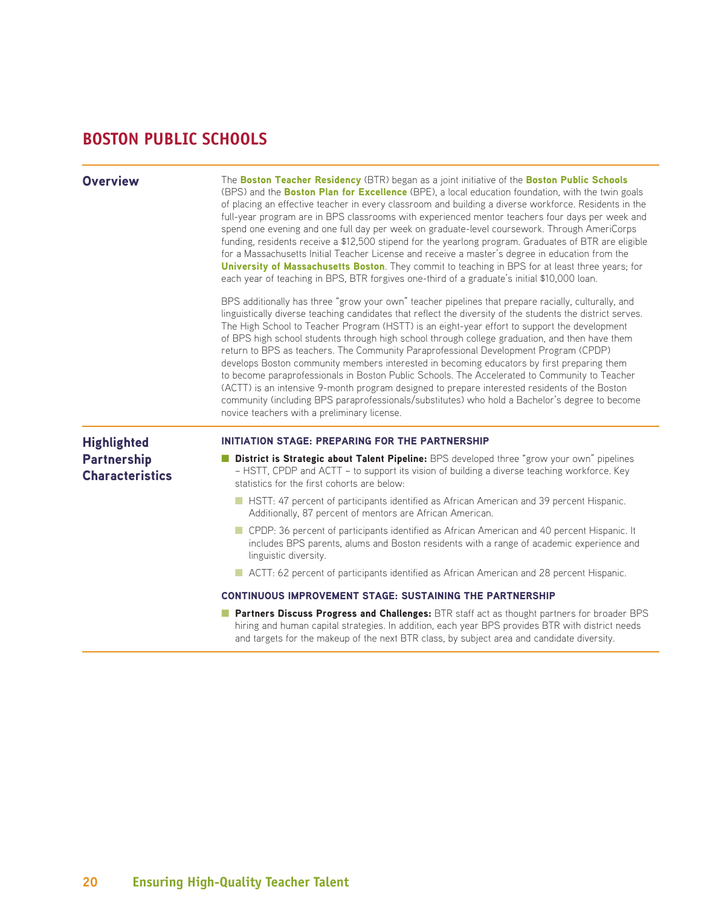# BOSTON PUBLIC SCHOOLS

## Overview

The **Boston Teacher Residency** (BTR) began as a joint initiative of the **Boston Public Schools** (BPS) and the **Boston Plan for Excellence** (BPE), a local education foundation, with the twin goals of placing an effective teacher in every classroom and building a diverse workforce. Residents in the full-year program are in BPS classrooms with experienced mentor teachers four days per week and spend one evening and one full day per week on graduate-level coursework. Through AmeriCorps funding, residents receive a $12,500 stipend for the yearlong program. Graduates of BTR are eligible for a Massachusetts Initial Teacher License and receive a master's degree in education from the **University of Massachusetts Boston**. They commit to teaching in BPS for at least three years; for each year of teaching in BPS, BTR forgives one-third of a graduate's initial $10,000 loan.

BPS additionally has three "grow your own" teacher pipelines that prepare racially, culturally, and linguistically diverse teaching candidates that reflect the diversity of the students the district serves. The High School to Teacher Program (HSTT) is an eight-year effort to support the development of BPS high school students through high school through college graduation, and then have them return to BPS as teachers. The Community Paraprofessional Development Program (CPDP) develops Boston community members interested in becoming educators by first preparing them to become paraprofessionals in Boston Public Schools. The Accelerated to Community to Teacher (ACTT) is an intensive 9-month program designed to prepare interested residents of the Boston community (including BPS paraprofessionals/substitutes) who hold a Bachelor's degree to become novice teachers with a preliminary license.

## Highlighted Partnership Characteristics

### INITIATION STAGE: PREPARING FOR THE PARTNERSHIP

- **District is Strategic about Talent Pipeline:** BPS developed three "grow your own" pipelines – HSTT, CPDP and ACTT – to support its vision of building a diverse teaching workforce. Key statistics for the first cohorts are below:
  - HSTT: 47 percent of participants identified as African American and 39 percent Hispanic. Additionally, 87 percent of mentors are African American.
  - CPDP: 36 percent of participants identified as African American and 40 percent Hispanic. It includes BPS parents, alums and Boston residents with a range of academic experience and linguistic diversity.
  - ACTT: 62 percent of participants identified as African American and 28 percent Hispanic.

### CONTINUOUS IMPROVEMENT STAGE: SUSTAINING THE PARTNERSHIP

- **Partners Discuss Progress and Challenges:** BTR staff act as thought partners for broader BPS hiring and human capital strategies. In addition, each year BPS provides BTR with district needs and targets for the makeup of the next BTR class, by subject area and candidate diversity.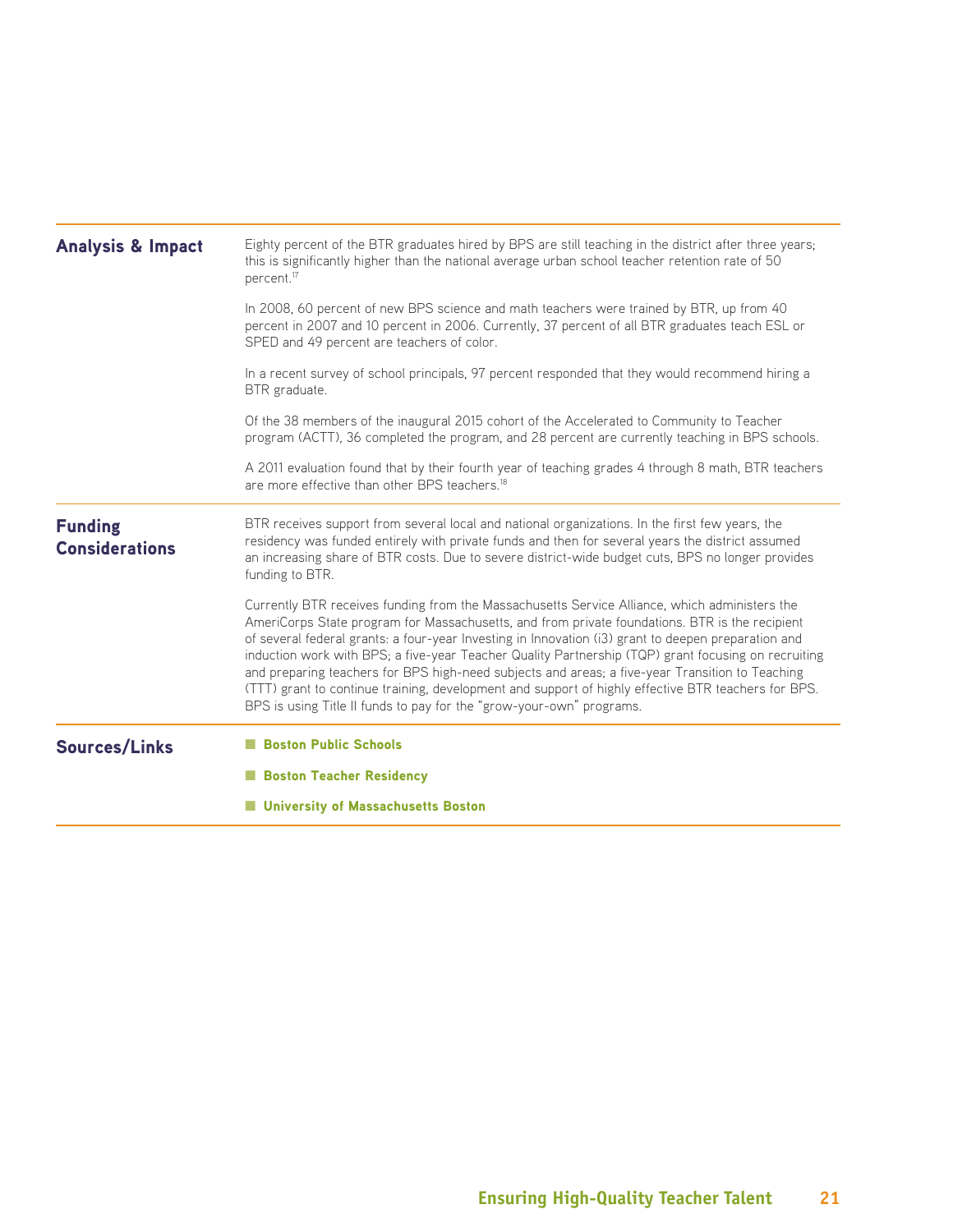## Analysis & Impact

Eighty percent of the BTR graduates hired by BPS are still teaching in the district after three years; this is significantly higher than the national average urban school teacher retention rate of 50 percent.[17]

In 2008, 60 percent of new BPS science and math teachers were trained by BTR, up from 40 percent in 2007 and 10 percent in 2006. Currently, 37 percent of all BTR graduates teach ESL or SPED and 49 percent are teachers of color.

In a recent survey of school principals, 97 percent responded that they would recommend hiring a BTR graduate.

Of the 38 members of the inaugural 2015 cohort of the Accelerated to Community to Teacher program (ACTT), 36 completed the program, and 28 percent are currently teaching in BPS schools.

A 2011 evaluation found that by their fourth year of teaching grades 4 through 8 math, BTR teachers are more effective than other BPS teachers.[18]

## Funding Considerations

BTR receives support from several local and national organizations. In the first few years, the residency was funded entirely with private funds and then for several years the district assumed an increasing share of BTR costs. Due to severe district-wide budget cuts, BPS no longer provides funding to BTR.

Currently BTR receives funding from the Massachusetts Service Alliance, which administers the AmeriCorps State program for Massachusetts, and from private foundations. BTR is the recipient of several federal grants: a four-year Investing in Innovation (i3) grant to deepen preparation and induction work with BPS; a five-year Teacher Quality Partnership (TQP) grant focusing on recruiting and preparing teachers for BPS high-need subjects and areas; a five-year Transition to Teaching (TTT) grant to continue training, development and support of highly effective BTR teachers for BPS. BPS is using Title II funds to pay for the "grow-your-own" programs.

## Sources/Links

- **Boston Public Schools**
- **Boston Teacher Residency**
- **University of Massachusetts Boston**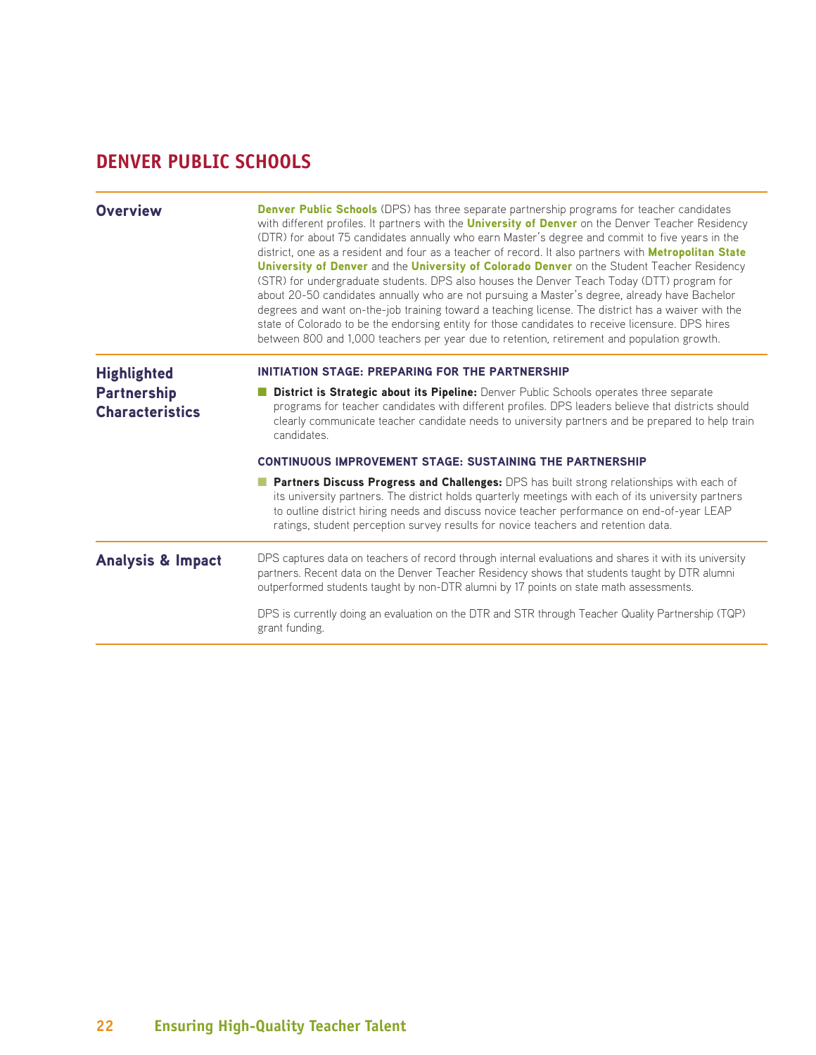## DENVER PUBLIC SCHOOLS

### Overview

**Denver Public Schools** (DPS) has three separate partnership programs for teacher candidates with different profiles. It partners with the **University of Denver** on the Denver Teacher Residency (DTR) for about 75 candidates annually who earn Master's degree and commit to five years in the district, one as a resident and four as a teacher of record. It also partners with **Metropolitan State University of Denver** and the **University of Colorado Denver** on the Student Teacher Residency (STR) for undergraduate students. DPS also houses the Denver Teach Today (DTT) program for about 20-50 candidates annually who are not pursuing a Master's degree, already have Bachelor degrees and want on-the-job training toward a teaching license. The district has a waiver with the state of Colorado to be the endorsing entity for those candidates to receive licensure. DPS hires between 800 and 1,000 teachers per year due to retention, retirement and population growth.

### Highlighted Partnership Characteristics

**INITIATION STAGE: PREPARING FOR THE PARTNERSHIP**

- **District is Strategic about its Pipeline:** Denver Public Schools operates three separate programs for teacher candidates with different profiles. DPS leaders believe that districts should clearly communicate teacher candidate needs to university partners and be prepared to help train candidates.

**CONTINUOUS IMPROVEMENT STAGE: SUSTAINING THE PARTNERSHIP**

- **Partners Discuss Progress and Challenges:** DPS has built strong relationships with each of its university partners. The district holds quarterly meetings with each of its university partners to outline district hiring needs and discuss novice teacher performance on end-of-year LEAP ratings, student perception survey results for novice teachers and retention data.

### Analysis & Impact

DPS captures data on teachers of record through internal evaluations and shares it with its university partners. Recent data on the Denver Teacher Residency shows that students taught by DTR alumni outperformed students taught by non-DTR alumni by 17 points on state math assessments.

DPS is currently doing an evaluation on the DTR and STR through Teacher Quality Partnership (TQP) grant funding.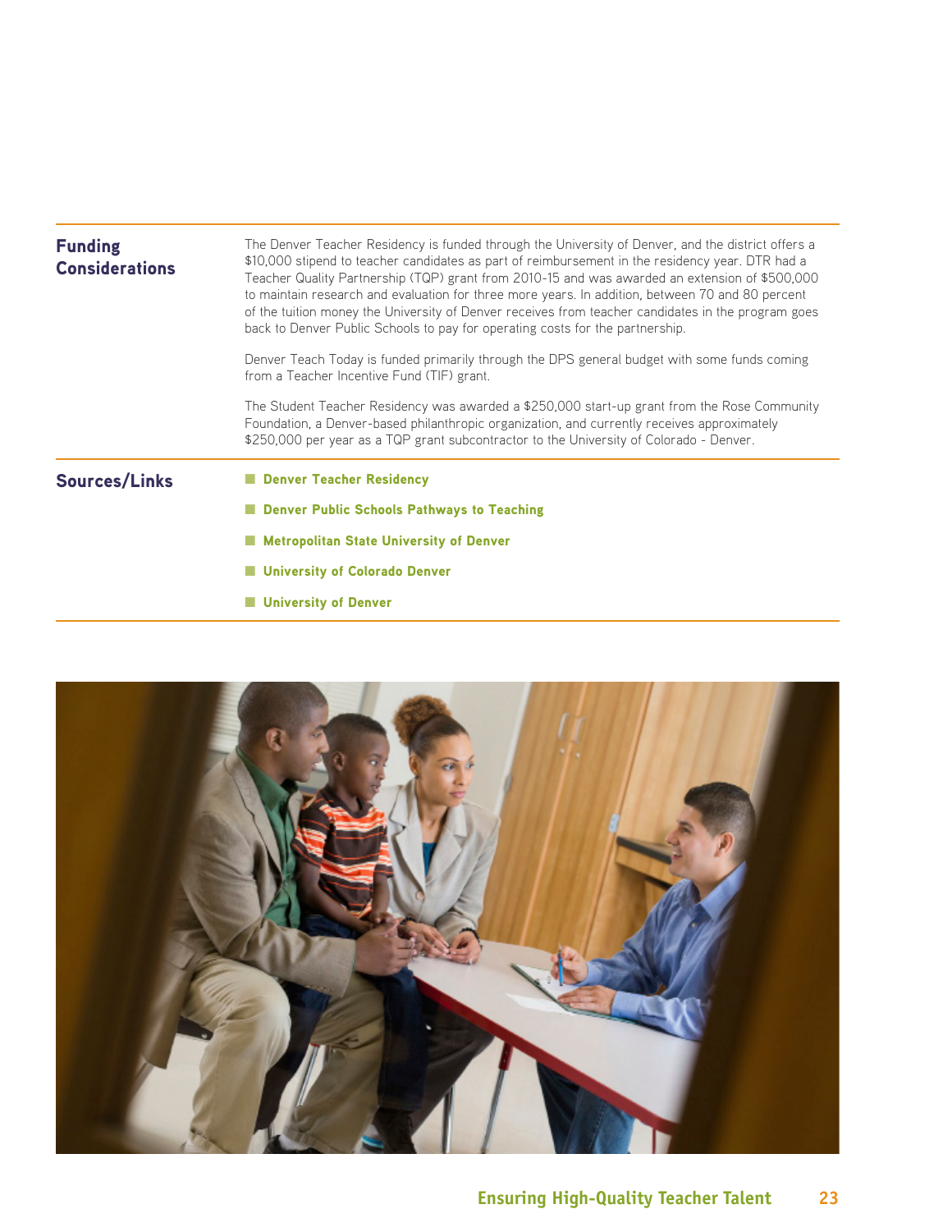## Funding Considerations

The Denver Teacher Residency is funded through the University of Denver, and the district offers a $10,000 stipend to teacher candidates as part of reimbursement in the residency year. DTR had a Teacher Quality Partnership (TQP) grant from 2010-15 and was awarded an extension of $500,000 to maintain research and evaluation for three more years. In addition, between 70 and 80 percent of the tuition money the University of Denver receives from teacher candidates in the program goes back to Denver Public Schools to pay for operating costs for the partnership.

Denver Teach Today is funded primarily through the DPS general budget with some funds coming from a Teacher Incentive Fund (TIF) grant.

The Student Teacher Residency was awarded a $250,000 start-up grant from the Rose Community Foundation, a Denver-based philanthropic organization, and currently receives approximately $250,000 per year as a TQP grant subcontractor to the University of Colorado - Denver.

## Sources/Links

- **Denver Teacher Residency**
- **Denver Public Schools Pathways to Teaching**
- **Metropolitan State University of Denver**
- **University of Colorado Denver**
- **University of Denver**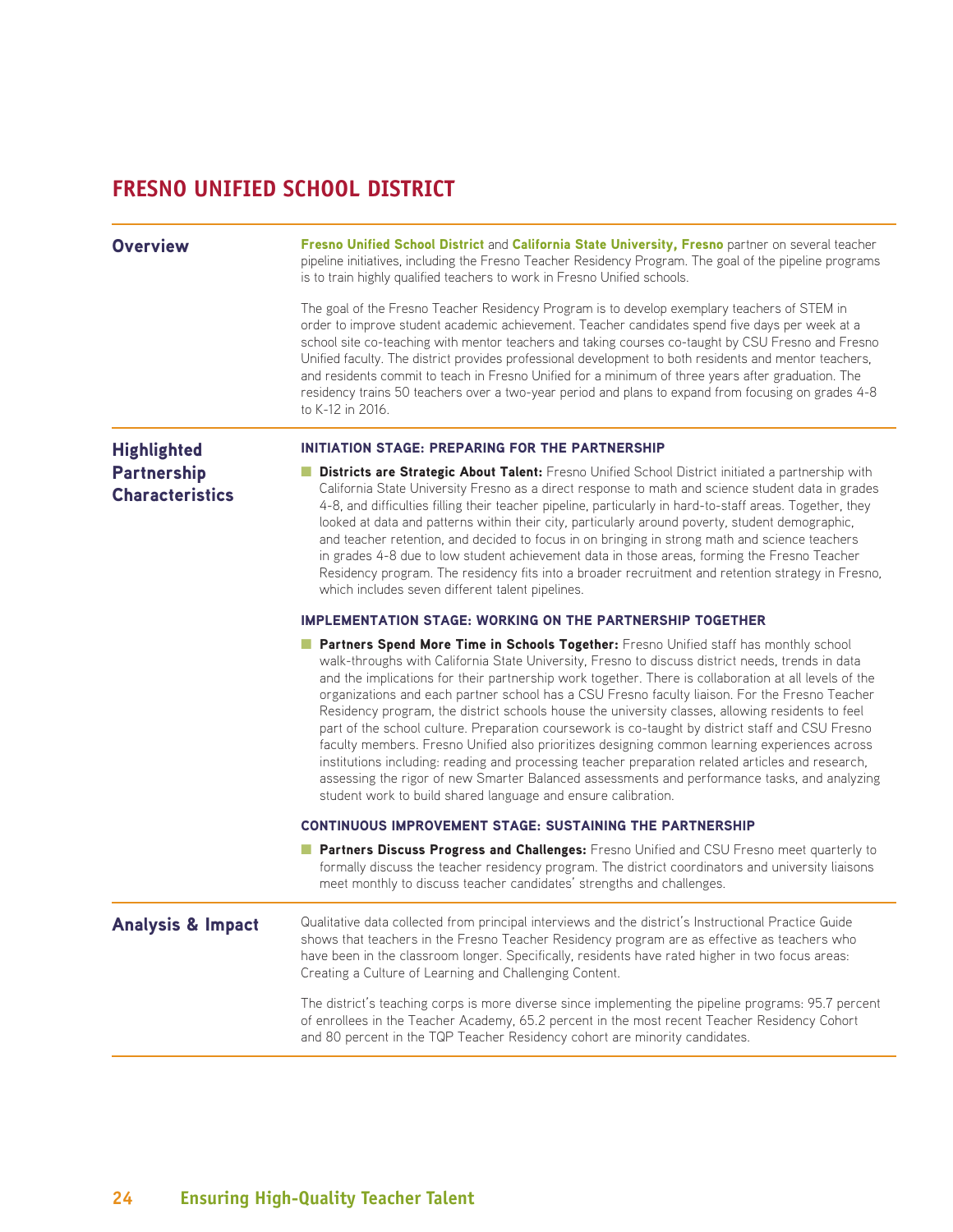# FRESNO UNIFIED SCHOOL DISTRICT

## Overview

**Fresno Unified School District** and **California State University, Fresno** partner on several teacher pipeline initiatives, including the Fresno Teacher Residency Program. The goal of the pipeline programs is to train highly qualified teachers to work in Fresno Unified schools.

The goal of the Fresno Teacher Residency Program is to develop exemplary teachers of STEM in order to improve student academic achievement. Teacher candidates spend five days per week at a school site co-teaching with mentor teachers and taking courses co-taught by CSU Fresno and Fresno Unified faculty. The district provides professional development to both residents and mentor teachers, and residents commit to teach in Fresno Unified for a minimum of three years after graduation. The residency trains 50 teachers over a two-year period and plans to expand from focusing on grades 4-8 to K-12 in 2016.

## Highlighted Partnership Characteristics

### INITIATION STAGE: PREPARING FOR THE PARTNERSHIP

- **Districts are Strategic About Talent:** Fresno Unified School District initiated a partnership with California State University Fresno as a direct response to math and science student data in grades 4-8, and difficulties filling their teacher pipeline, particularly in hard-to-staff areas. Together, they looked at data and patterns within their city, particularly around poverty, student demographic, and teacher retention, and decided to focus in on bringing in strong math and science teachers in grades 4-8 due to low student achievement data in those areas, forming the Fresno Teacher Residency program. The residency fits into a broader recruitment and retention strategy in Fresno, which includes seven different talent pipelines.

### IMPLEMENTATION STAGE: WORKING ON THE PARTNERSHIP TOGETHER

- **Partners Spend More Time in Schools Together:** Fresno Unified staff has monthly school walk-throughs with California State University, Fresno to discuss district needs, trends in data and the implications for their partnership work together. There is collaboration at all levels of the organizations and each partner school has a CSU Fresno faculty liaison. For the Fresno Teacher Residency program, the district schools house the university classes, allowing residents to feel part of the school culture. Preparation coursework is co-taught by district staff and CSU Fresno faculty members. Fresno Unified also prioritizes designing common learning experiences across institutions including: reading and processing teacher preparation related articles and research, assessing the rigor of new Smarter Balanced assessments and performance tasks, and analyzing student work to build shared language and ensure calibration.

### CONTINUOUS IMPROVEMENT STAGE: SUSTAINING THE PARTNERSHIP

- **Partners Discuss Progress and Challenges:** Fresno Unified and CSU Fresno meet quarterly to formally discuss the teacher residency program. The district coordinators and university liaisons meet monthly to discuss teacher candidates' strengths and challenges.

## Analysis & Impact

Qualitative data collected from principal interviews and the district's Instructional Practice Guide shows that teachers in the Fresno Teacher Residency program are as effective as teachers who have been in the classroom longer. Specifically, residents have rated higher in two focus areas: Creating a Culture of Learning and Challenging Content.

The district's teaching corps is more diverse since implementing the pipeline programs: 95.7 percent of enrollees in the Teacher Academy, 65.2 percent in the most recent Teacher Residency Cohort and 80 percent in the TQP Teacher Residency cohort are minority candidates.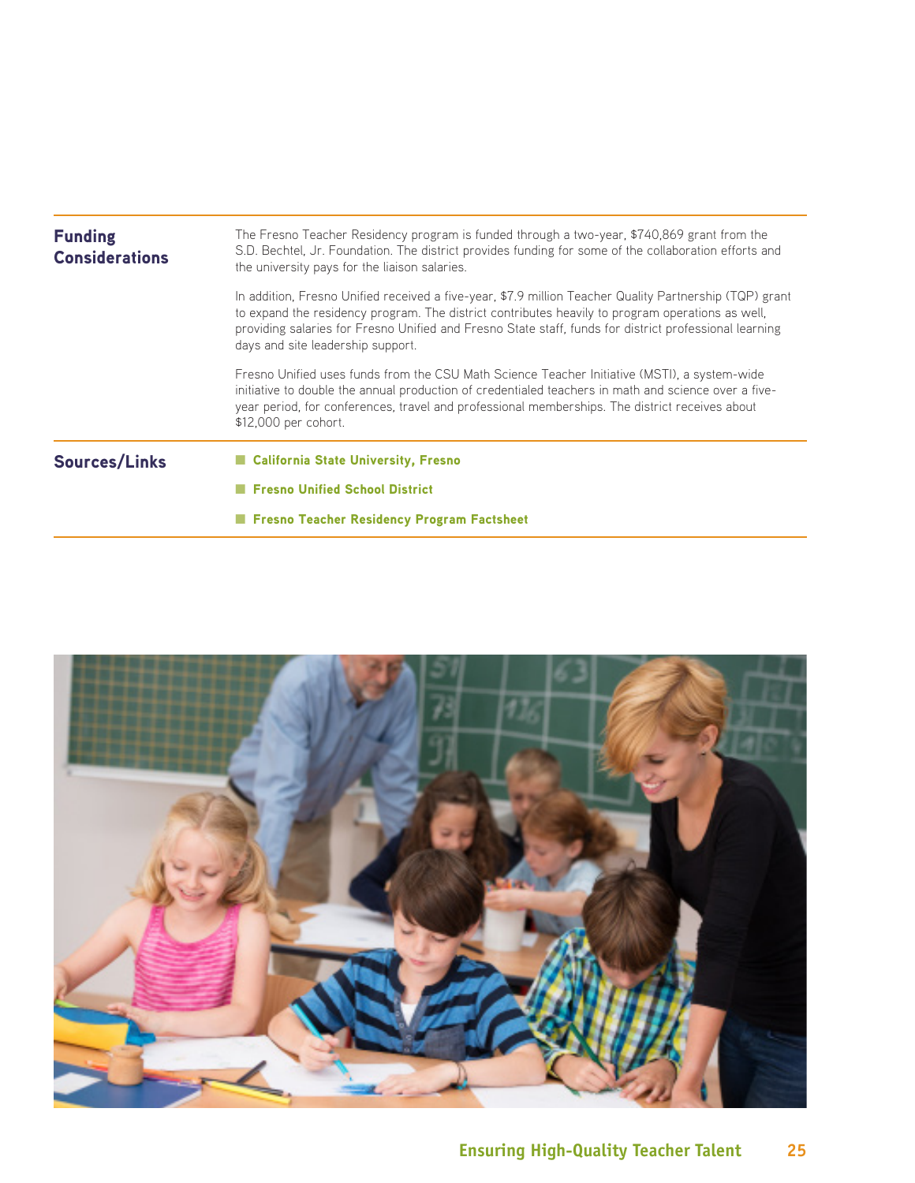## Funding Considerations

The Fresno Teacher Residency program is funded through a two-year, $740,869 grant from the S.D. Bechtel, Jr. Foundation. The district provides funding for some of the collaboration efforts and the university pays for the liaison salaries.

In addition, Fresno Unified received a five-year, $7.9 million Teacher Quality Partnership (TQP) grant to expand the residency program. The district contributes heavily to program operations as well, providing salaries for Fresno Unified and Fresno State staff, funds for district professional learning days and site leadership support.

Fresno Unified uses funds from the CSU Math Science Teacher Initiative (MSTI), a system-wide initiative to double the annual production of credentialed teachers in math and science over a five-year period, for conferences, travel and professional memberships. The district receives about $12,000 per cohort.

## Sources/Links

- **California State University, Fresno**
- **Fresno Unified School District**
- **Fresno Teacher Residency Program Factsheet**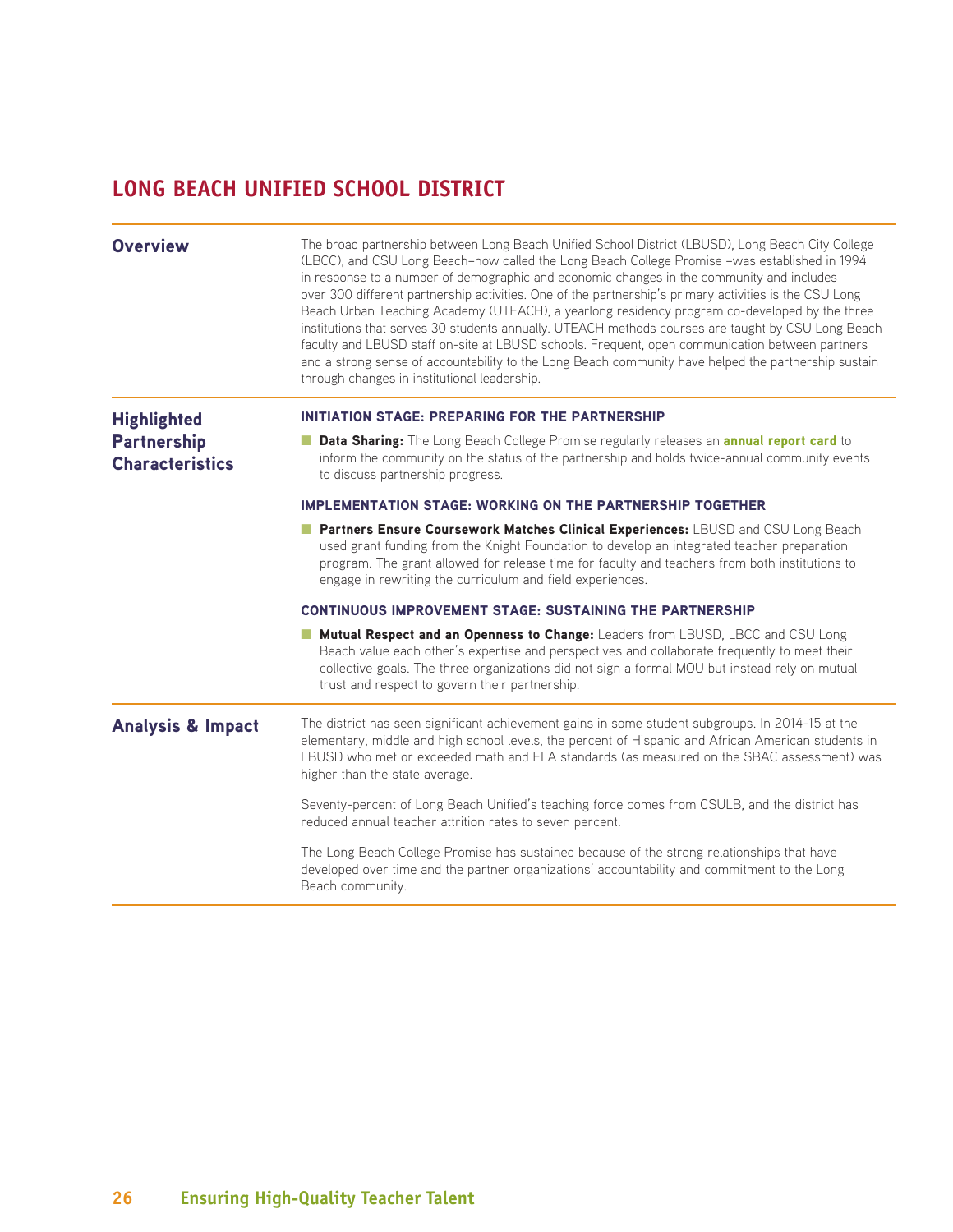# LONG BEACH UNIFIED SCHOOL DISTRICT

## Overview

The broad partnership between Long Beach Unified School District (LBUSD), Long Beach City College (LBCC), and CSU Long Beach–now called the Long Beach College Promise –was established in 1994 in response to a number of demographic and economic changes in the community and includes over 300 different partnership activities. One of the partnership's primary activities is the CSU Long Beach Urban Teaching Academy (UTEACH), a yearlong residency program co-developed by the three institutions that serves 30 students annually. UTEACH methods courses are taught by CSU Long Beach faculty and LBUSD staff on-site at LBUSD schools. Frequent, open communication between partners and a strong sense of accountability to the Long Beach community have helped the partnership sustain through changes in institutional leadership.

## Highlighted Partnership Characteristics

### INITIATION STAGE: PREPARING FOR THE PARTNERSHIP

- **Data Sharing:** The Long Beach College Promise regularly releases an **annual report card** to inform the community on the status of the partnership and holds twice-annual community events to discuss partnership progress.

### IMPLEMENTATION STAGE: WORKING ON THE PARTNERSHIP TOGETHER

- **Partners Ensure Coursework Matches Clinical Experiences:** LBUSD and CSU Long Beach used grant funding from the Knight Foundation to develop an integrated teacher preparation program. The grant allowed for release time for faculty and teachers from both institutions to engage in rewriting the curriculum and field experiences.

### CONTINUOUS IMPROVEMENT STAGE: SUSTAINING THE PARTNERSHIP

- **Mutual Respect and an Openness to Change:** Leaders from LBUSD, LBCC and CSU Long Beach value each other's expertise and perspectives and collaborate frequently to meet their collective goals. The three organizations did not sign a formal MOU but instead rely on mutual trust and respect to govern their partnership.

## Analysis & Impact

The district has seen significant achievement gains in some student subgroups. In 2014-15 at the elementary, middle and high school levels, the percent of Hispanic and African American students in LBUSD who met or exceeded math and ELA standards (as measured on the SBAC assessment) was higher than the state average.

Seventy-percent of Long Beach Unified's teaching force comes from CSULB, and the district has reduced annual teacher attrition rates to seven percent.

The Long Beach College Promise has sustained because of the strong relationships that have developed over time and the partner organizations' accountability and commitment to the Long Beach community.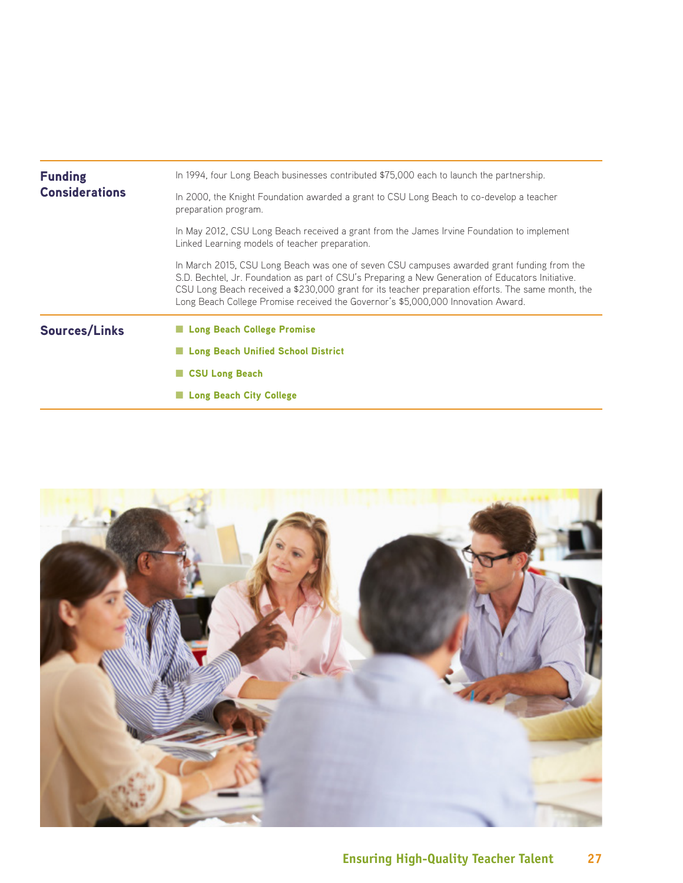## Funding Considerations

In 1994, four Long Beach businesses contributed $75,000 each to launch the partnership.

In 2000, the Knight Foundation awarded a grant to CSU Long Beach to co-develop a teacher preparation program.

In May 2012, CSU Long Beach received a grant from the James Irvine Foundation to implement Linked Learning models of teacher preparation.

In March 2015, CSU Long Beach was one of seven CSU campuses awarded grant funding from the S.D. Bechtel, Jr. Foundation as part of CSU's Preparing a New Generation of Educators Initiative. CSU Long Beach received a $230,000 grant for its teacher preparation efforts. The same month, the Long Beach College Promise received the Governor's $5,000,000 Innovation Award.

## Sources/Links

- **Long Beach College Promise**
- **Long Beach Unified School District**
- **CSU Long Beach**
- **Long Beach City College**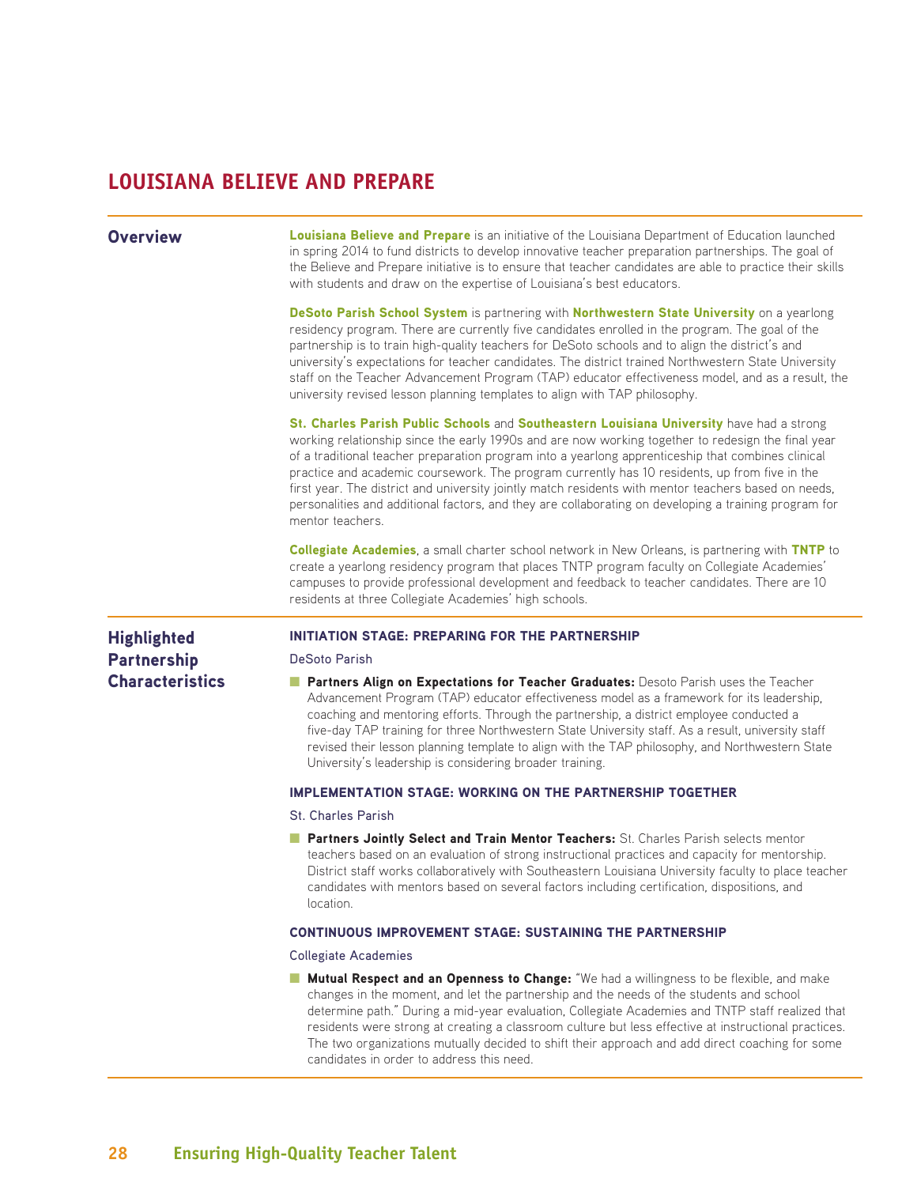# LOUISIANA BELIEVE AND PREPARE

## Overview

**Louisiana Believe and Prepare** is an initiative of the Louisiana Department of Education launched in spring 2014 to fund districts to develop innovative teacher preparation partnerships. The goal of the Believe and Prepare initiative is to ensure that teacher candidates are able to practice their skills with students and draw on the expertise of Louisiana's best educators.

**DeSoto Parish School System** is partnering with **Northwestern State University** on a yearlong residency program. There are currently five candidates enrolled in the program. The goal of the partnership is to train high-quality teachers for DeSoto schools and to align the district's and university's expectations for teacher candidates. The district trained Northwestern State University staff on the Teacher Advancement Program (TAP) educator effectiveness model, and as a result, the university revised lesson planning templates to align with TAP philosophy.

**St. Charles Parish Public Schools** and **Southeastern Louisiana University** have had a strong working relationship since the early 1990s and are now working together to redesign the final year of a traditional teacher preparation program into a yearlong apprenticeship that combines clinical practice and academic coursework. The program currently has 10 residents, up from five in the first year. The district and university jointly match residents with mentor teachers based on needs, personalities and additional factors, and they are collaborating on developing a training program for mentor teachers.

**Collegiate Academies**, a small charter school network in New Orleans, is partnering with **TNTP** to create a yearlong residency program that places TNTP program faculty on Collegiate Academies' campuses to provide professional development and feedback to teacher candidates. There are 10 residents at three Collegiate Academies' high schools.

## Highlighted Partnership Characteristics

### INITIATION STAGE: PREPARING FOR THE PARTNERSHIP

DeSoto Parish

- **Partners Align on Expectations for Teacher Graduates:** Desoto Parish uses the Teacher Advancement Program (TAP) educator effectiveness model as a framework for its leadership, coaching and mentoring efforts. Through the partnership, a district employee conducted a five-day TAP training for three Northwestern State University staff. As a result, university staff revised their lesson planning template to align with the TAP philosophy, and Northwestern State University's leadership is considering broader training.

### IMPLEMENTATION STAGE: WORKING ON THE PARTNERSHIP TOGETHER

St. Charles Parish

- **Partners Jointly Select and Train Mentor Teachers:** St. Charles Parish selects mentor teachers based on an evaluation of strong instructional practices and capacity for mentorship. District staff works collaboratively with Southeastern Louisiana University faculty to place teacher candidates with mentors based on several factors including certification, dispositions, and location.

### CONTINUOUS IMPROVEMENT STAGE: SUSTAINING THE PARTNERSHIP

Collegiate Academies

- **Mutual Respect and an Openness to Change:** "We had a willingness to be flexible, and make changes in the moment, and let the partnership and the needs of the students and school determine path." During a mid-year evaluation, Collegiate Academies and TNTP staff realized that residents were strong at creating a classroom culture but less effective at instructional practices. The two organizations mutually decided to shift their approach and add direct coaching for some candidates in order to address this need.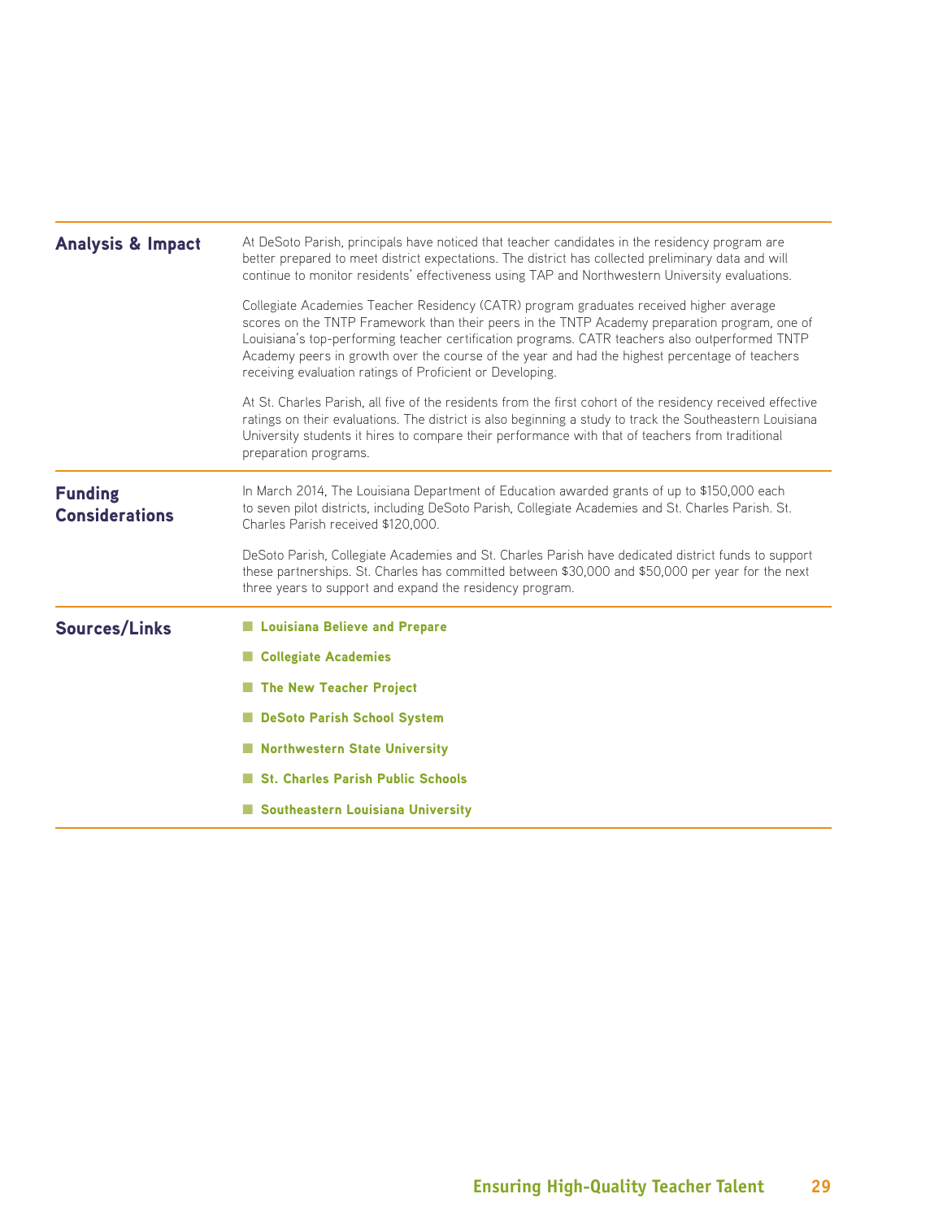## Analysis & Impact

At DeSoto Parish, principals have noticed that teacher candidates in the residency program are better prepared to meet district expectations. The district has collected preliminary data and will continue to monitor residents' effectiveness using TAP and Northwestern University evaluations.

Collegiate Academies Teacher Residency (CATR) program graduates received higher average scores on the TNTP Framework than their peers in the TNTP Academy preparation program, one of Louisiana's top-performing teacher certification programs. CATR teachers also outperformed TNTP Academy peers in growth over the course of the year and had the highest percentage of teachers receiving evaluation ratings of Proficient or Developing.

At St. Charles Parish, all five of the residents from the first cohort of the residency received effective ratings on their evaluations. The district is also beginning a study to track the Southeastern Louisiana University students it hires to compare their performance with that of teachers from traditional preparation programs.

## Funding Considerations

In March 2014, The Louisiana Department of Education awarded grants of up to $150,000 each to seven pilot districts, including DeSoto Parish, Collegiate Academies and St. Charles Parish. St. Charles Parish received $120,000.

DeSoto Parish, Collegiate Academies and St. Charles Parish have dedicated district funds to support these partnerships. St. Charles has committed between $30,000 and $50,000 per year for the next three years to support and expand the residency program.

## Sources/Links

- **Louisiana Believe and Prepare**
- **Collegiate Academies**
- **The New Teacher Project**
- **DeSoto Parish School System**
- **Northwestern State University**
- **St. Charles Parish Public Schools**
- **Southeastern Louisiana University**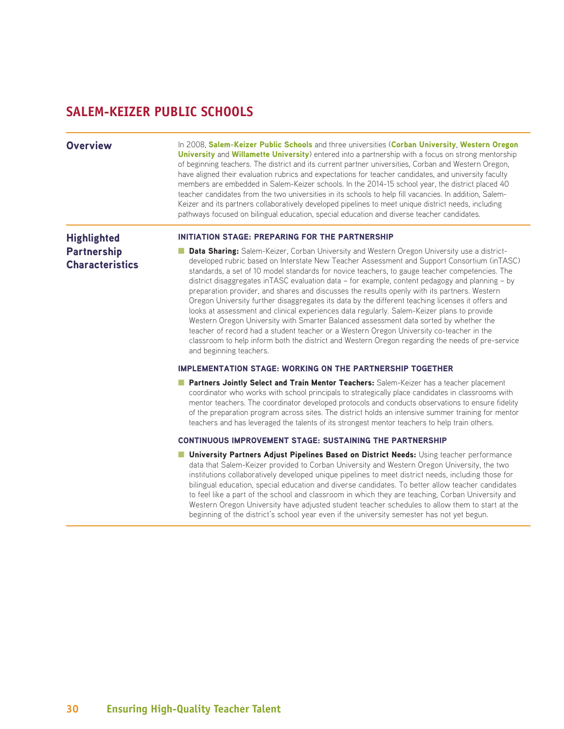## SALEM-KEIZER PUBLIC SCHOOLS

### Overview

In 2008, **Salem-Keizer Public Schools** and three universities (**Corban University**, **Western Oregon University** and **Willamette University**) entered into a partnership with a focus on strong mentorship of beginning teachers. The district and its current partner universities, Corban and Western Oregon, have aligned their evaluation rubrics and expectations for teacher candidates, and university faculty members are embedded in Salem-Keizer schools. In the 2014-15 school year, the district placed 40 teacher candidates from the two universities in its schools to help fill vacancies. In addition, Salem-Keizer and its partners collaboratively developed pipelines to meet unique district needs, including pathways focused on bilingual education, special education and diverse teacher candidates.

### Highlighted Partnership Characteristics

#### INITIATION STAGE: PREPARING FOR THE PARTNERSHIP

- **Data Sharing:** Salem-Keizer, Corban University and Western Oregon University use a district-developed rubric based on Interstate New Teacher Assessment and Support Consortium (inTASC) standards, a set of 10 model standards for novice teachers, to gauge teacher competencies. The district disaggregates inTASC evaluation data – for example, content pedagogy and planning – by preparation provider, and shares and discusses the results openly with its partners. Western Oregon University further disaggregates its data by the different teaching licenses it offers and looks at assessment and clinical experiences data regularly. Salem-Keizer plans to provide Western Oregon University with Smarter Balanced assessment data sorted by whether the teacher of record had a student teacher or a Western Oregon University co-teacher in the classroom to help inform both the district and Western Oregon regarding the needs of pre-service and beginning teachers.

#### IMPLEMENTATION STAGE: WORKING ON THE PARTNERSHIP TOGETHER

- **Partners Jointly Select and Train Mentor Teachers:** Salem-Keizer has a teacher placement coordinator who works with school principals to strategically place candidates in classrooms with mentor teachers. The coordinator developed protocols and conducts observations to ensure fidelity of the preparation program across sites. The district holds an intensive summer training for mentor teachers and has leveraged the talents of its strongest mentor teachers to help train others.

#### CONTINUOUS IMPROVEMENT STAGE: SUSTAINING THE PARTNERSHIP

- **University Partners Adjust Pipelines Based on District Needs:** Using teacher performance data that Salem-Keizer provided to Corban University and Western Oregon University, the two institutions collaboratively developed unique pipelines to meet district needs, including those for bilingual education, special education and diverse candidates. To better allow teacher candidates to feel like a part of the school and classroom in which they are teaching, Corban University and Western Oregon University have adjusted student teacher schedules to allow them to start at the beginning of the district's school year even if the university semester has not yet begun.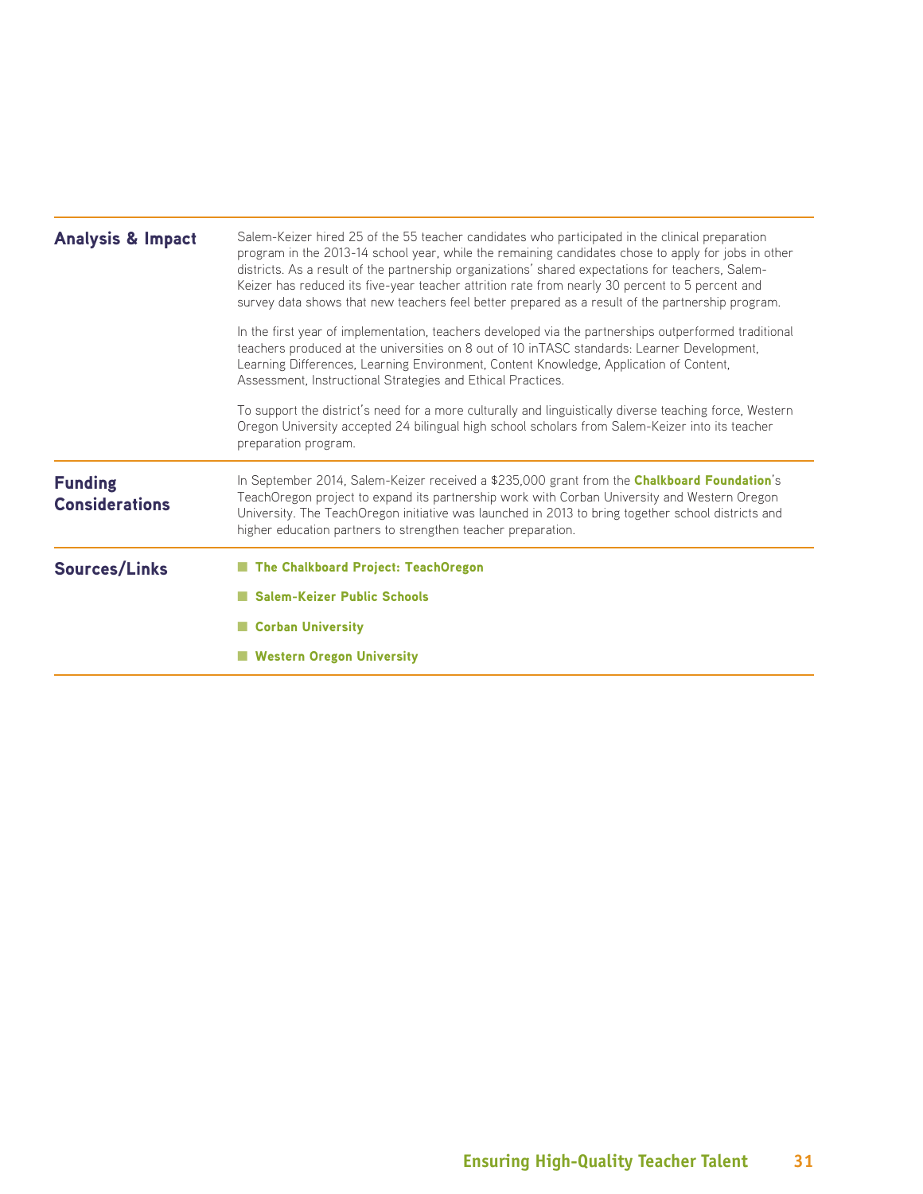## Analysis & Impact

Salem-Keizer hired 25 of the 55 teacher candidates who participated in the clinical preparation program in the 2013-14 school year, while the remaining candidates chose to apply for jobs in other districts. As a result of the partnership organizations' shared expectations for teachers, Salem-Keizer has reduced its five-year teacher attrition rate from nearly 30 percent to 5 percent and survey data shows that new teachers feel better prepared as a result of the partnership program.

In the first year of implementation, teachers developed via the partnerships outperformed traditional teachers produced at the universities on 8 out of 10 inTASC standards: Learner Development, Learning Differences, Learning Environment, Content Knowledge, Application of Content, Assessment, Instructional Strategies and Ethical Practices.

To support the district's need for a more culturally and linguistically diverse teaching force, Western Oregon University accepted 24 bilingual high school scholars from Salem-Keizer into its teacher preparation program.

## Funding Considerations

In September 2014, Salem-Keizer received a $235,000 grant from the **Chalkboard Foundation**'s TeachOregon project to expand its partnership work with Corban University and Western Oregon University. The TeachOregon initiative was launched in 2013 to bring together school districts and higher education partners to strengthen teacher preparation.

## Sources/Links

- **The Chalkboard Project: TeachOregon**
- **Salem-Keizer Public Schools**
- **Corban University**
- **Western Oregon University**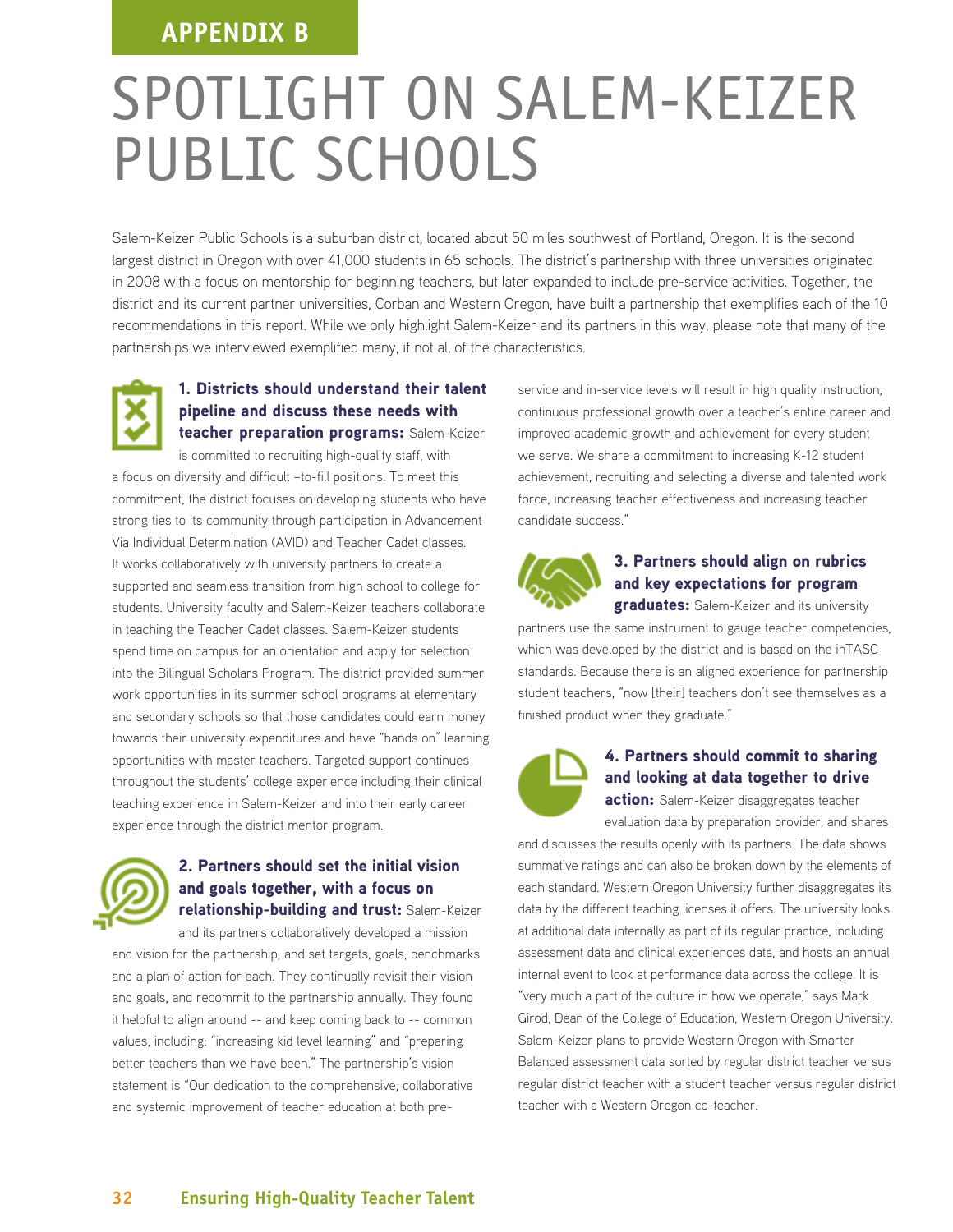APPENDIX B

# SPOTLIGHT ON SALEM-KEIZER PUBLIC SCHOOLS

Salem-Keizer Public Schools is a suburban district, located about 50 miles southwest of Portland, Oregon. It is the second largest district in Oregon with over 41,000 students in 65 schools. The district's partnership with three universities originated in 2008 with a focus on mentorship for beginning teachers, but later expanded to include pre-service activities. Together, the district and its current partner universities, Corban and Western Oregon, have built a partnership that exemplifies each of the 10 recommendations in this report. While we only highlight Salem-Keizer and its partners in this way, please note that many of the partnerships we interviewed exemplified many, if not all of the characteristics.

**1. Districts should understand their talent pipeline and discuss these needs with teacher preparation programs:** Salem-Keizer is committed to recruiting high-quality staff, with a focus on diversity and difficult –to-fill positions. To meet this commitment, the district focuses on developing students who have strong ties to its community through participation in Advancement Via Individual Determination (AVID) and Teacher Cadet classes. It works collaboratively with university partners to create a supported and seamless transition from high school to college for students. University faculty and Salem-Keizer teachers collaborate in teaching the Teacher Cadet classes. Salem-Keizer students spend time on campus for an orientation and apply for selection into the Bilingual Scholars Program. The district provided summer work opportunities in its summer school programs at elementary and secondary schools so that those candidates could earn money towards their university expenditures and have "hands on" learning opportunities with master teachers. Targeted support continues throughout the students' college experience including their clinical teaching experience in Salem-Keizer and into their early career experience through the district mentor program.

**2. Partners should set the initial vision and goals together, with a focus on relationship-building and trust:** Salem-Keizer and its partners collaboratively developed a mission and vision for the partnership, and set targets, goals, benchmarks and a plan of action for each. They continually revisit their vision and goals, and recommit to the partnership annually. They found it helpful to align around -- and keep coming back to -- common values, including: "increasing kid level learning" and "preparing better teachers than we have been." The partnership's vision statement is "Our dedication to the comprehensive, collaborative and systemic improvement of teacher education at both pre-service and in-service levels will result in high quality instruction, continuous professional growth over a teacher's entire career and improved academic growth and achievement for every student we serve. We share a commitment to increasing K-12 student achievement, recruiting and selecting a diverse and talented work force, increasing teacher effectiveness and increasing teacher candidate success."

**3. Partners should align on rubrics and key expectations for program graduates:** Salem-Keizer and its university partners use the same instrument to gauge teacher competencies, which was developed by the district and is based on the inTASC standards. Because there is an aligned experience for partnership student teachers, "now [their] teachers don't see themselves as a finished product when they graduate."

**4. Partners should commit to sharing and looking at data together to drive action:** Salem-Keizer disaggregates teacher evaluation data by preparation provider, and shares and discusses the results openly with its partners. The data shows summative ratings and can also be broken down by the elements of each standard. Western Oregon University further disaggregates its data by the different teaching licenses it offers. The university looks at additional data internally as part of its regular practice, including assessment data and clinical experiences data, and hosts an annual internal event to look at performance data across the college. It is "very much a part of the culture in how we operate," says Mark Girod, Dean of the College of Education, Western Oregon University. Salem-Keizer plans to provide Western Oregon with Smarter Balanced assessment data sorted by regular district teacher versus regular district teacher with a student teacher versus regular district teacher with a Western Oregon co-teacher.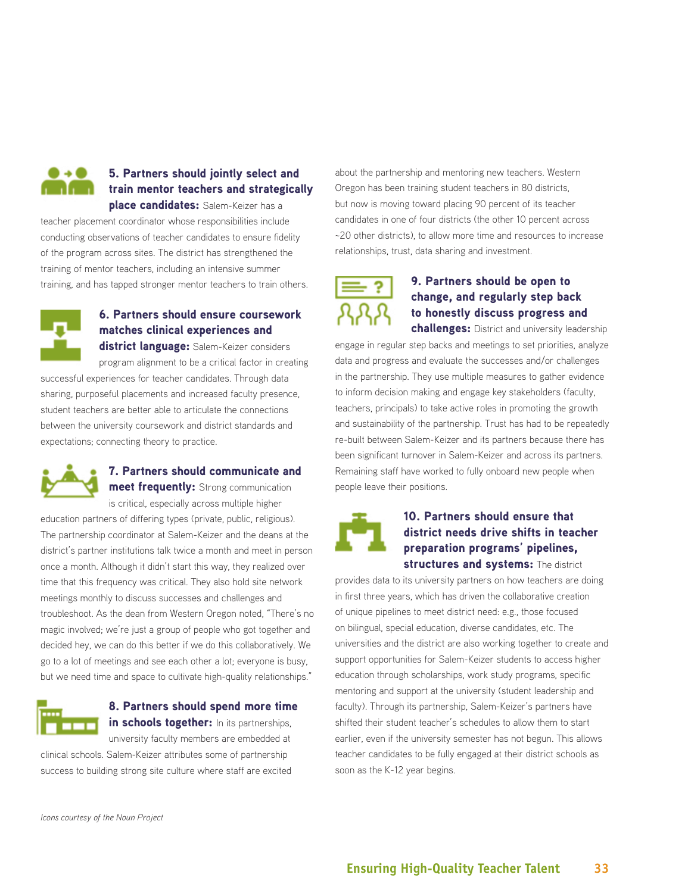**5. Partners should jointly select and train mentor teachers and strategically place candidates:** Salem-Keizer has a teacher placement coordinator whose responsibilities include conducting observations of teacher candidates to ensure fidelity of the program across sites. The district has strengthened the training of mentor teachers, including an intensive summer training, and has tapped stronger mentor teachers to train others.

**6. Partners should ensure coursework matches clinical experiences and district language:** Salem-Keizer considers program alignment to be a critical factor in creating successful experiences for teacher candidates. Through data sharing, purposeful placements and increased faculty presence, student teachers are better able to articulate the connections between the university coursework and district standards and expectations; connecting theory to practice.

**7. Partners should communicate and meet frequently:** Strong communication is critical, especially across multiple higher education partners of differing types (private, public, religious). The partnership coordinator at Salem-Keizer and the deans at the district's partner institutions talk twice a month and meet in person once a month. Although it didn't start this way, they realized over time that this frequency was critical. They also hold site network meetings monthly to discuss successes and challenges and troubleshoot. As the dean from Western Oregon noted, "There's no magic involved; we're just a group of people who got together and decided hey, we can do this better if we do this collaboratively. We go to a lot of meetings and see each other a lot; everyone is busy, but we need time and space to cultivate high-quality relationships."

**8. Partners should spend more time in schools together:** In its partnerships, university faculty members are embedded at clinical schools. Salem-Keizer attributes some of partnership success to building strong site culture where staff are excited about the partnership and mentoring new teachers. Western Oregon has been training student teachers in 80 districts, but now is moving toward placing 90 percent of its teacher candidates in one of four districts (the other 10 percent across ~20 other districts), to allow more time and resources to increase relationships, trust, data sharing and investment.

**9. Partners should be open to change, and regularly step back to honestly discuss progress and challenges:** District and university leadership engage in regular step backs and meetings to set priorities, analyze data and progress and evaluate the successes and/or challenges in the partnership. They use multiple measures to gather evidence to inform decision making and engage key stakeholders (faculty, teachers, principals) to take active roles in promoting the growth and sustainability of the partnership. Trust has had to be repeatedly re-built between Salem-Keizer and its partners because there has been significant turnover in Salem-Keizer and across its partners. Remaining staff have worked to fully onboard new people when people leave their positions.

**10. Partners should ensure that district needs drive shifts in teacher preparation programs' pipelines, structures and systems:** The district provides data to its university partners on how teachers are doing in first three years, which has driven the collaborative creation of unique pipelines to meet district need: e.g., those focused on bilingual, special education, diverse candidates, etc. The universities and the district are also working together to create and support opportunities for Salem-Keizer students to access higher education through scholarships, work study programs, specific mentoring and support at the university (student leadership and faculty). Through its partnership, Salem-Keizer's partners have shifted their student teacher's schedules to allow them to start earlier, even if the university semester has not begun. This allows teacher candidates to be fully engaged at their district schools as soon as the K-12 year begins.

*Icons courtesy of the Noun Project*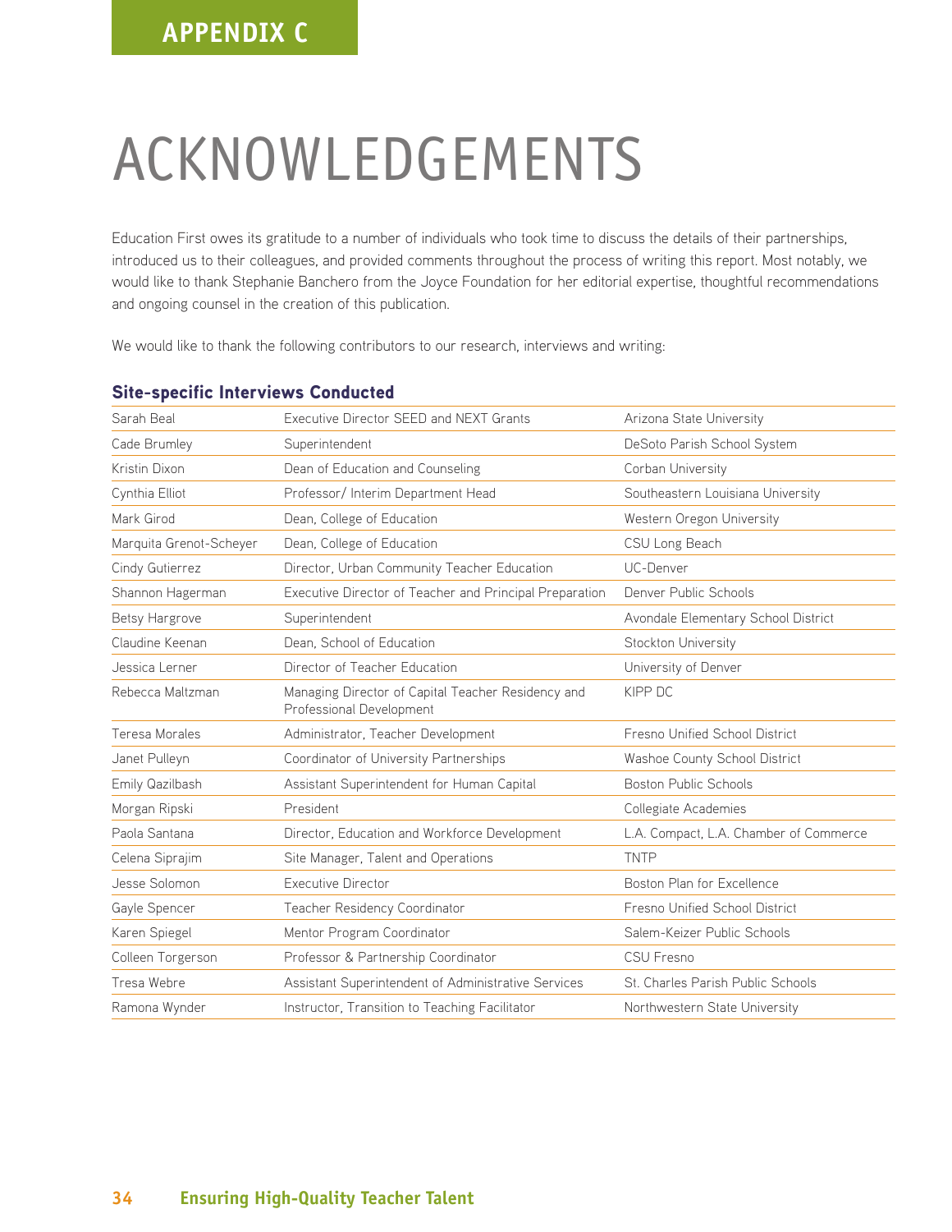## APPENDIX C

# ACKNOWLEDGEMENTS

Education First owes its gratitude to a number of individuals who took time to discuss the details of their partnerships, introduced us to their colleagues, and provided comments throughout the process of writing this report. Most notably, we would like to thank Stephanie Banchero from the Joyce Foundation for her editorial expertise, thoughtful recommendations and ongoing counsel in the creation of this publication.

We would like to thank the following contributors to our research, interviews and writing:

### Site-specific Interviews Conducted

| | | |
|---|---|---|
| Sarah Beal | Executive Director SEED and NEXT Grants | Arizona State University |
| Cade Brumley | Superintendent | DeSoto Parish School System |
| Kristin Dixon | Dean of Education and Counseling | Corban University |
| Cynthia Elliot | Professor/ Interim Department Head | Southeastern Louisiana University |
| Mark Girod | Dean, College of Education | Western Oregon University |
| Marquita Grenot-Scheyer | Dean, College of Education | CSU Long Beach |
| Cindy Gutierrez | Director, Urban Community Teacher Education | UC-Denver |
| Shannon Hagerman | Executive Director of Teacher and Principal Preparation | Denver Public Schools |
| Betsy Hargrove | Superintendent | Avondale Elementary School District |
| Claudine Keenan | Dean, School of Education | Stockton University |
| Jessica Lerner | Director of Teacher Education | University of Denver |
| Rebecca Maltzman | Managing Director of Capital Teacher Residency and Professional Development | KIPP DC |
| Teresa Morales | Administrator, Teacher Development | Fresno Unified School District |
| Janet Pulleyn | Coordinator of University Partnerships | Washoe County School District |
| Emily Qazilbash | Assistant Superintendent for Human Capital | Boston Public Schools |
| Morgan Ripski | President | Collegiate Academies |
| Paola Santana | Director, Education and Workforce Development | L.A. Compact, L.A. Chamber of Commerce |
| Celena Siprajim | Site Manager, Talent and Operations | TNTP |
| Jesse Solomon | Executive Director | Boston Plan for Excellence |
| Gayle Spencer | Teacher Residency Coordinator | Fresno Unified School District |
| Karen Spiegel | Mentor Program Coordinator | Salem-Keizer Public Schools |
| Colleen Torgerson | Professor & Partnership Coordinator | CSU Fresno |
| Tresa Webre | Assistant Superintendent of Administrative Services | St. Charles Parish Public Schools |
| Ramona Wynder | Instructor, Transition to Teaching Facilitator | Northwestern State University |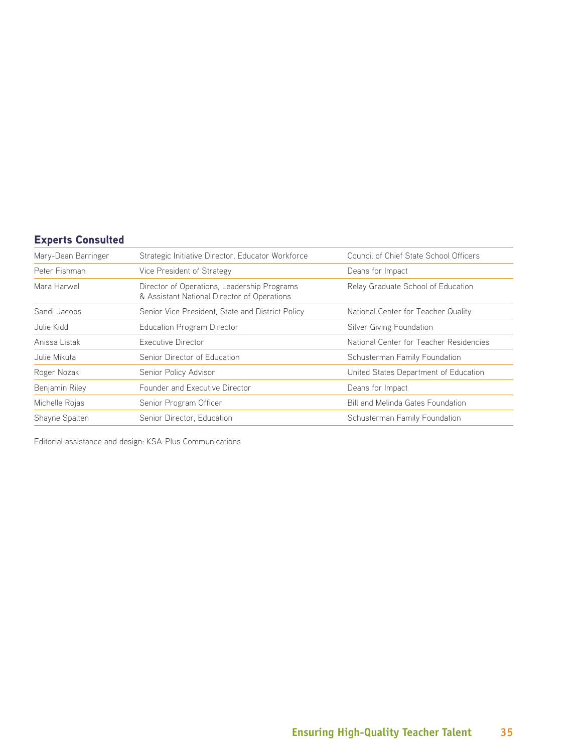## Experts Consulted

| | | |
|---|---|---|
| Mary-Dean Barringer | Strategic Initiative Director, Educator Workforce | Council of Chief State School Officers |
| Peter Fishman | Vice President of Strategy | Deans for Impact |
| Mara Harwel | Director of Operations, Leadership Programs & Assistant National Director of Operations | Relay Graduate School of Education |
| Sandi Jacobs | Senior Vice President, State and District Policy | National Center for Teacher Quality |
| Julie Kidd | Education Program Director | Silver Giving Foundation |
| Anissa Listak | Executive Director | National Center for Teacher Residencies |
| Julie Mikuta | Senior Director of Education | Schusterman Family Foundation |
| Roger Nozaki | Senior Policy Advisor | United States Department of Education |
| Benjamin Riley | Founder and Executive Director | Deans for Impact |
| Michelle Rojas | Senior Program Officer | Bill and Melinda Gates Foundation |
| Shayne Spalten | Senior Director, Education | Schusterman Family Foundation |

Editorial assistance and design: KSA-Plus Communications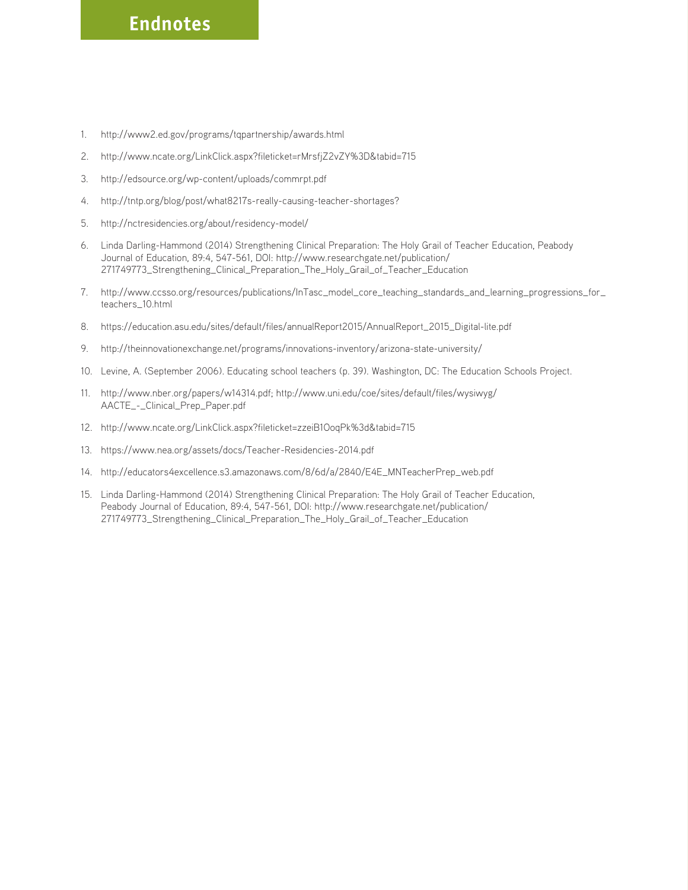# Endnotes

1. http://www2.ed.gov/programs/tqpartnership/awards.html
2. http://www.ncate.org/LinkClick.aspx?fileticket=rMrsfjZ2vZY%3D&tabid=715
3. http://edsource.org/wp-content/uploads/commrpt.pdf
4. http://tntp.org/blog/post/what8217s-really-causing-teacher-shortages?
5. http://nctresidencies.org/about/residency-model/
6. Linda Darling-Hammond (2014) Strengthening Clinical Preparation: The Holy Grail of Teacher Education, Peabody Journal of Education, 89:4, 547-561, DOI: http://www.researchgate.net/publication/271749773_Strengthening_Clinical_Preparation_The_Holy_Grail_of_Teacher_Education
7. http://www.ccsso.org/resources/publications/InTasc_model_core_teaching_standards_and_learning_progressions_for_teachers_10.html
8. https://education.asu.edu/sites/default/files/annualReport2015/AnnualReport_2015_Digital-lite.pdf
9. http://theinnovationexchange.net/programs/innovations-inventory/arizona-state-university/
10. Levine, A. (September 2006). Educating school teachers (p. 39). Washington, DC: The Education Schools Project.
11. http://www.nber.org/papers/w14314.pdf; http://www.uni.edu/coe/sites/default/files/wysiwyg/AACTE_-_Clinical_Prep_Paper.pdf
12. http://www.ncate.org/LinkClick.aspx?fileticket=zzeiB1OoqPk%3d&tabid=715
13. https://www.nea.org/assets/docs/Teacher-Residencies-2014.pdf
14. http://educators4excellence.s3.amazonaws.com/8/6d/a/2840/E4E_MNTeacherPrep_web.pdf
15. Linda Darling-Hammond (2014) Strengthening Clinical Preparation: The Holy Grail of Teacher Education, Peabody Journal of Education, 89:4, 547-561, DOI: http://www.researchgate.net/publication/271749773_Strengthening_Clinical_Preparation_The_Holy_Grail_of_Teacher_Education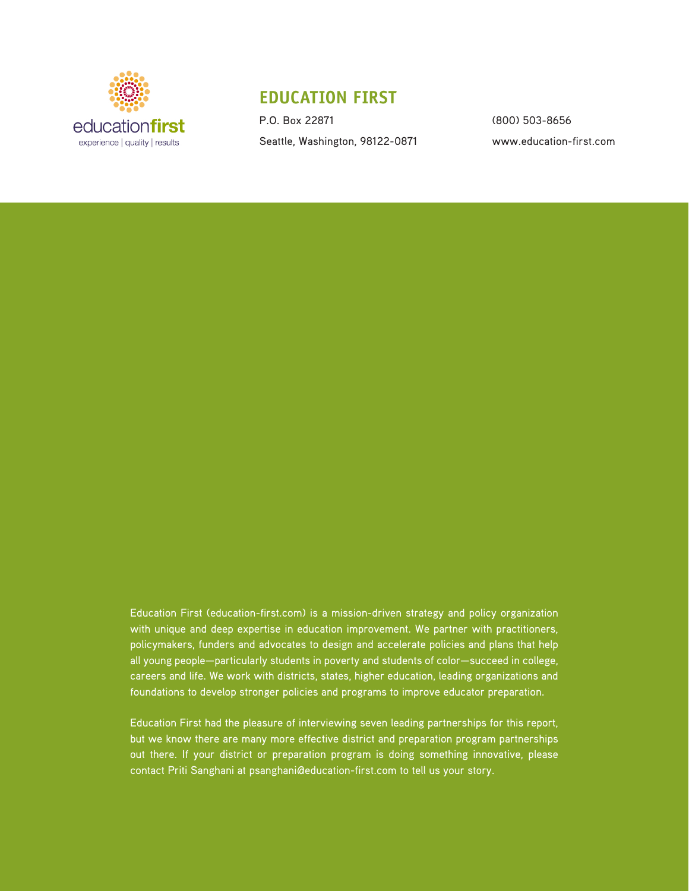educationfirst

experience | quality | results

# EDUCATION FIRST

P.O. Box 22871

Seattle, Washington, 98122-0871

(800) 503-8656

www.education-first.com

Education First (education-first.com) is a mission-driven strategy and policy organization with unique and deep expertise in education improvement. We partner with practitioners, policymakers, funders and advocates to design and accelerate policies and plans that help all young people—particularly students in poverty and students of color—succeed in college, careers and life. We work with districts, states, higher education, leading organizations and foundations to develop stronger policies and programs to improve educator preparation.

Education First had the pleasure of interviewing seven leading partnerships for this report, but we know there are many more effective district and preparation program partnerships out there. If your district or preparation program is doing something innovative, please contact Priti Sanghani at psanghani@education-first.com to tell us your story.